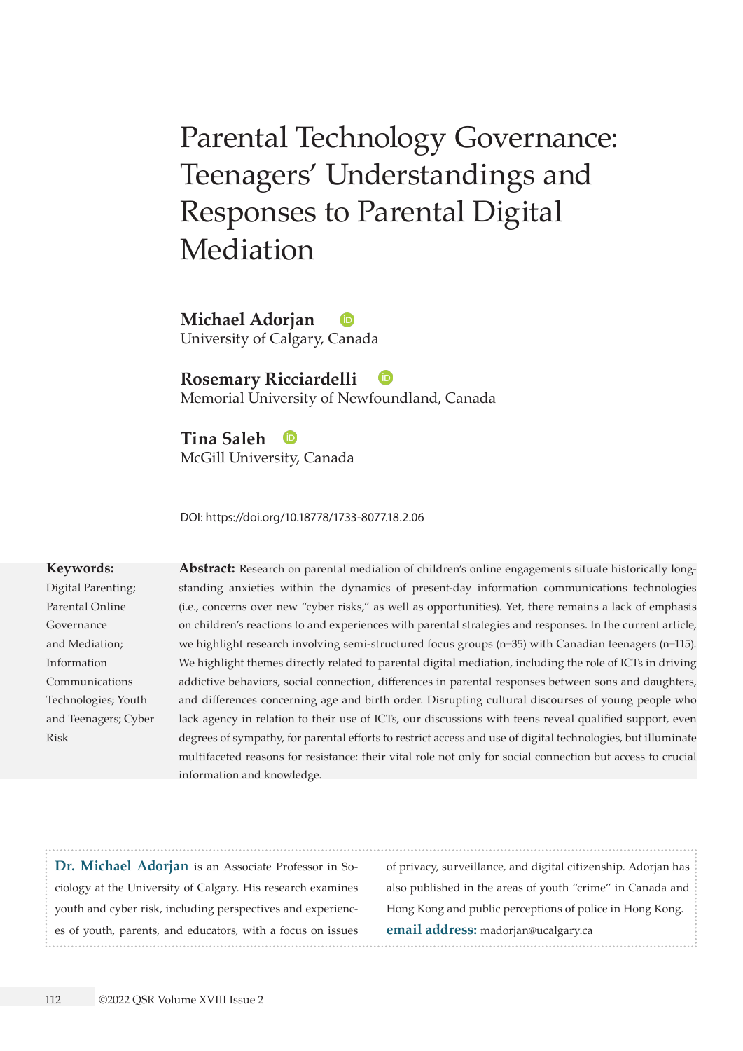# Parental Technology Governance: Teenagers' Understandings and Responses to Parental Digital Mediation

**Michael Adorjan**
University of Calgary, Canada

**Rosemary Ricciardelli**
Memorial University of Newfoundland, Canada

**Tina Saleh**
McGill University, Canada

DOI: https://doi.org/10.18778/1733-8077.18.2.06

**Keywords:**
Digital Parenting; Parental Online Governance and Mediation; Information Communications Technologies; Youth and Teenagers; Cyber Risk

**Abstract:** Research on parental mediation of children's online engagements situate historically long-standing anxieties within the dynamics of present-day information communications technologies (i.e., concerns over new "cyber risks," as well as opportunities). Yet, there remains a lack of emphasis on children's reactions to and experiences with parental strategies and responses. In the current article, we highlight research involving semi-structured focus groups (n=35) with Canadian teenagers (n=115). We highlight themes directly related to parental digital mediation, including the role of ICTs in driving addictive behaviors, social connection, differences in parental responses between sons and daughters, and differences concerning age and birth order. Disrupting cultural discourses of young people who lack agency in relation to their use of ICTs, our discussions with teens reveal qualified support, even degrees of sympathy, for parental efforts to restrict access and use of digital technologies, but illuminate multifaceted reasons for resistance: their vital role not only for social connection but access to crucial information and knowledge.

**Dr. Michael Adorjan** is an Associate Professor in Sociology at the University of Calgary. His research examines youth and cyber risk, including perspectives and experiences of youth, parents, and educators, with a focus on issues of privacy, surveillance, and digital citizenship. Adorjan has also published in the areas of youth "crime" in Canada and Hong Kong and public perceptions of police in Hong Kong.
**email address:** madorjan@ucalgary.ca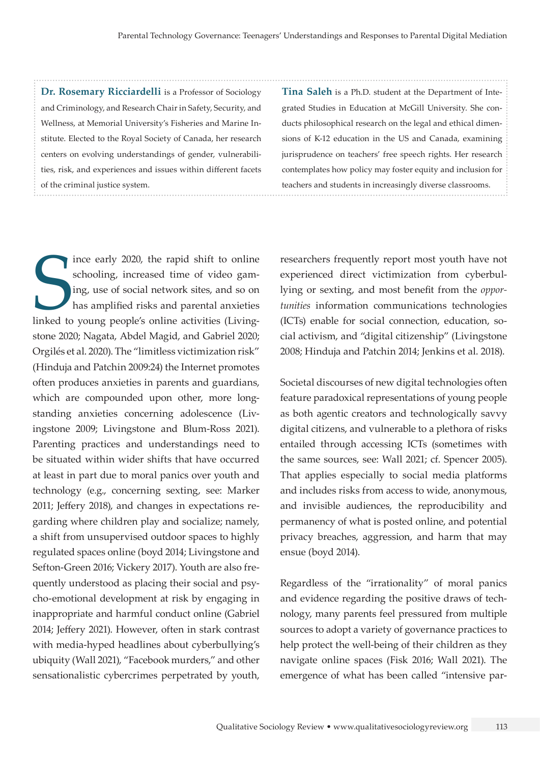**Dr. Rosemary Ricciardelli** is a Professor of Sociology and Criminology, and Research Chair in Safety, Security, and Wellness, at Memorial University's Fisheries and Marine Institute. Elected to the Royal Society of Canada, her research centers on evolving understandings of gender, vulnerabilities, risk, and experiences and issues within different facets of the criminal justice system.

**Tina Saleh** is a Ph.D. student at the Department of Integrated Studies in Education at McGill University. She conducts philosophical research on the legal and ethical dimensions of K-12 education in the US and Canada, examining jurisprudence on teachers' free speech rights. Her research contemplates how policy may foster equity and inclusion for teachers and students in increasingly diverse classrooms.

Since early 2020, the rapid shift to online schooling, increased time of video gaming, use of social network sites, and so on has amplified risks and parental anxieties linked to young people's online activities (Livingstone 2020; Nagata, Abdel Magid, and Gabriel 2020; Orgilés et al. 2020). The "limitless victimization risk" (Hinduja and Patchin 2009:24) the Internet promotes often produces anxieties in parents and guardians, which are compounded upon other, more longstanding anxieties concerning adolescence (Livingstone 2009; Livingstone and Blum-Ross 2021). Parenting practices and understandings need to be situated within wider shifts that have occurred at least in part due to moral panics over youth and technology (e.g., concerning sexting, see: Marker 2011; Jeffery 2018), and changes in expectations regarding where children play and socialize; namely, a shift from unsupervised outdoor spaces to highly regulated spaces online (boyd 2014; Livingstone and Sefton-Green 2016; Vickery 2017). Youth are also frequently understood as placing their social and psycho-emotional development at risk by engaging in inappropriate and harmful conduct online (Gabriel 2014; Jeffery 2021). However, often in stark contrast with media-hyped headlines about cyberbullying's ubiquity (Wall 2021), "Facebook murders," and other sensationalistic cybercrimes perpetrated by youth, researchers frequently report most youth have not experienced direct victimization from cyberbullying or sexting, and most benefit from the *opportunities* information communications technologies (ICTs) enable for social connection, education, social activism, and "digital citizenship" (Livingstone 2008; Hinduja and Patchin 2014; Jenkins et al. 2018).

Societal discourses of new digital technologies often feature paradoxical representations of young people as both agentic creators and technologically savvy digital citizens, and vulnerable to a plethora of risks entailed through accessing ICTs (sometimes with the same sources, see: Wall 2021; cf. Spencer 2005). That applies especially to social media platforms and includes risks from access to wide, anonymous, and invisible audiences, the reproducibility and permanency of what is posted online, and potential privacy breaches, aggression, and harm that may ensue (boyd 2014).

Regardless of the "irrationality" of moral panics and evidence regarding the positive draws of technology, many parents feel pressured from multiple sources to adopt a variety of governance practices to help protect the well-being of their children as they navigate online spaces (Fisk 2016; Wall 2021). The emergence of what has been called "intensive par-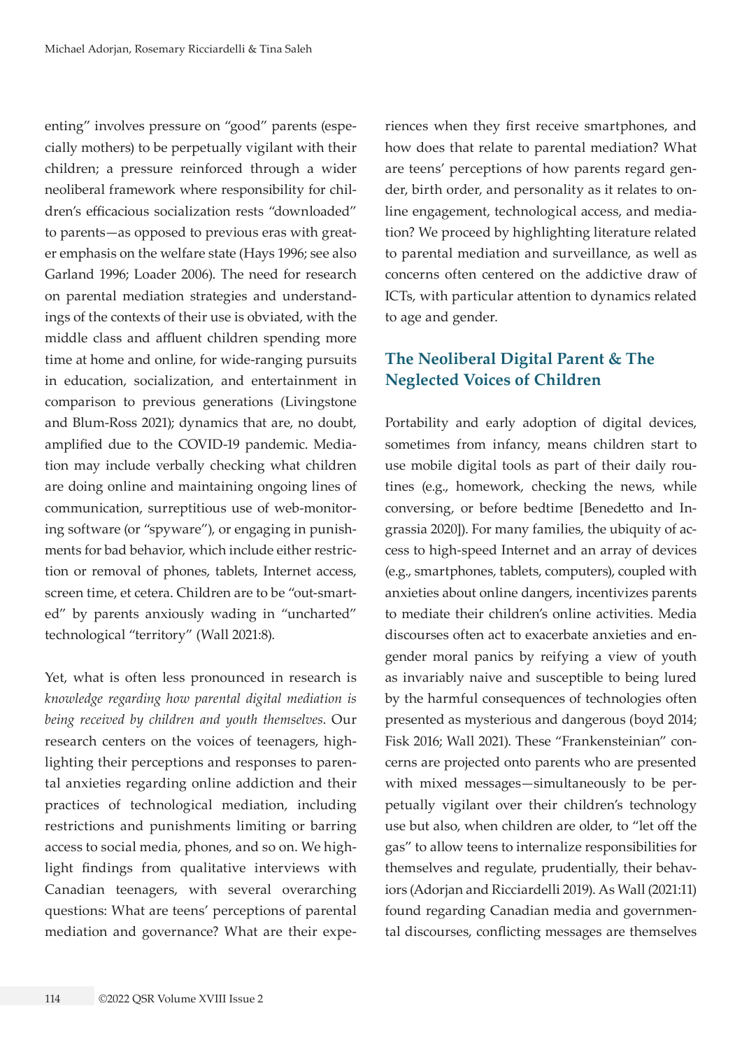enting" involves pressure on "good" parents (especially mothers) to be perpetually vigilant with their children; a pressure reinforced through a wider neoliberal framework where responsibility for children's efficacious socialization rests "downloaded" to parents—as opposed to previous eras with greater emphasis on the welfare state (Hays 1996; see also Garland 1996; Loader 2006). The need for research on parental mediation strategies and understandings of the contexts of their use is obviated, with the middle class and affluent children spending more time at home and online, for wide-ranging pursuits in education, socialization, and entertainment in comparison to previous generations (Livingstone and Blum-Ross 2021); dynamics that are, no doubt, amplified due to the COVID-19 pandemic. Mediation may include verbally checking what children are doing online and maintaining ongoing lines of communication, surreptitious use of web-monitoring software (or "spyware"), or engaging in punishments for bad behavior, which include either restriction or removal of phones, tablets, Internet access, screen time, et cetera. Children are to be "out-smarted" by parents anxiously wading in "uncharted" technological "territory" (Wall 2021:8).

Yet, what is often less pronounced in research is *knowledge regarding how parental digital mediation is being received by children and youth themselves*. Our research centers on the voices of teenagers, highlighting their perceptions and responses to parental anxieties regarding online addiction and their practices of technological mediation, including restrictions and punishments limiting or barring access to social media, phones, and so on. We highlight findings from qualitative interviews with Canadian teenagers, with several overarching questions: What are teens' perceptions of parental mediation and governance? What are their experiences when they first receive smartphones, and how does that relate to parental mediation? What are teens' perceptions of how parents regard gender, birth order, and personality as it relates to online engagement, technological access, and mediation? We proceed by highlighting literature related to parental mediation and surveillance, as well as concerns often centered on the addictive draw of ICTs, with particular attention to dynamics related to age and gender.

## The Neoliberal Digital Parent & The Neglected Voices of Children

Portability and early adoption of digital devices, sometimes from infancy, means children start to use mobile digital tools as part of their daily routines (e.g., homework, checking the news, while conversing, or before bedtime [Benedetto and Ingrassia 2020]). For many families, the ubiquity of access to high-speed Internet and an array of devices (e.g., smartphones, tablets, computers), coupled with anxieties about online dangers, incentivizes parents to mediate their children's online activities. Media discourses often act to exacerbate anxieties and engender moral panics by reifying a view of youth as invariably naive and susceptible to being lured by the harmful consequences of technologies often presented as mysterious and dangerous (boyd 2014; Fisk 2016; Wall 2021). These "Frankensteinian" concerns are projected onto parents who are presented with mixed messages—simultaneously to be perpetually vigilant over their children's technology use but also, when children are older, to "let off the gas" to allow teens to internalize responsibilities for themselves and regulate, prudentially, their behaviors (Adorjan and Ricciardelli 2019). As Wall (2021:11) found regarding Canadian media and governmental discourses, conflicting messages are themselves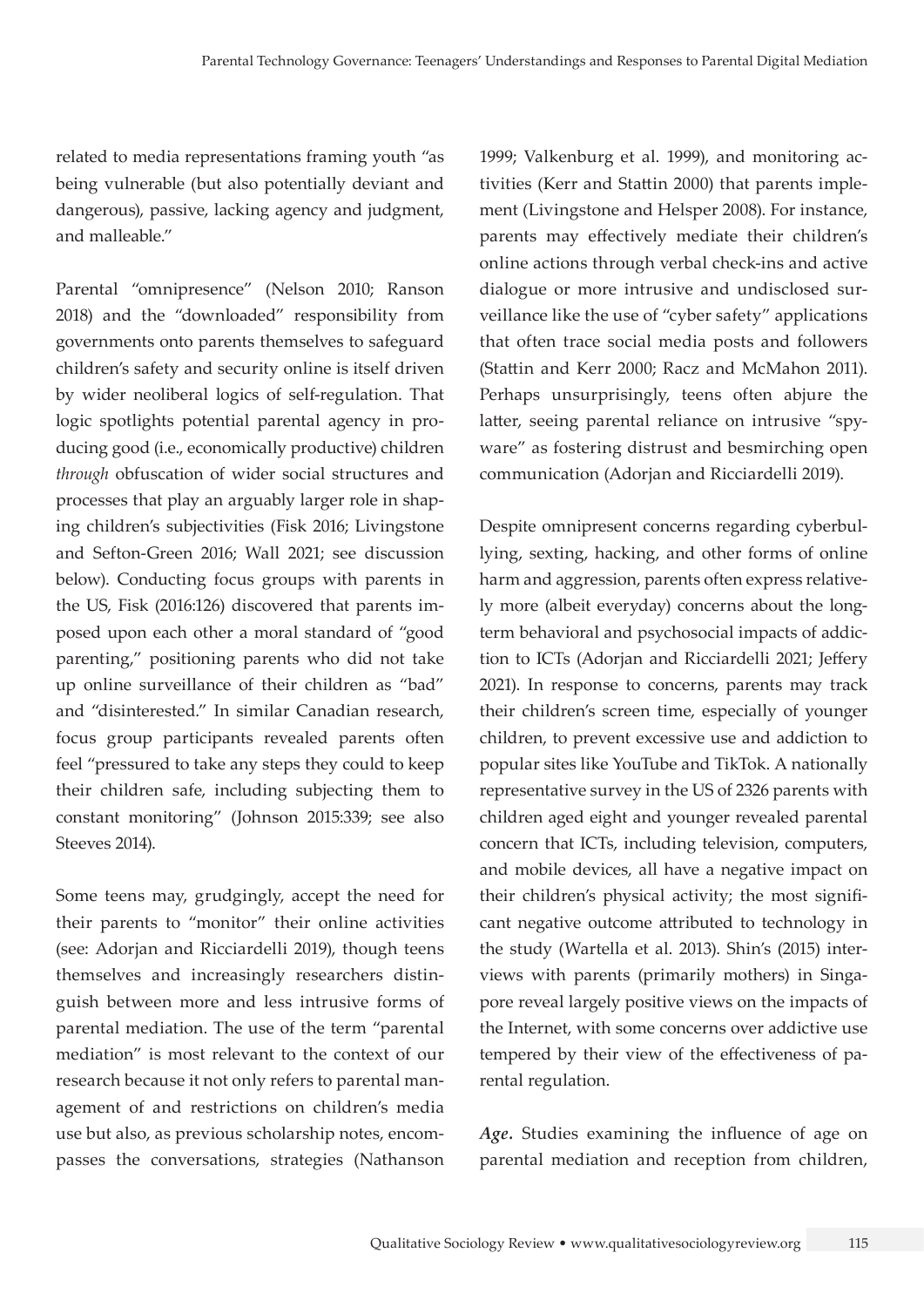related to media representations framing youth "as being vulnerable (but also potentially deviant and dangerous), passive, lacking agency and judgment, and malleable."

Parental "omnipresence" (Nelson 2010; Ranson 2018) and the "downloaded" responsibility from governments onto parents themselves to safeguard children's safety and security online is itself driven by wider neoliberal logics of self-regulation. That logic spotlights potential parental agency in producing good (i.e., economically productive) children *through* obfuscation of wider social structures and processes that play an arguably larger role in shaping children's subjectivities (Fisk 2016; Livingstone and Sefton-Green 2016; Wall 2021; see discussion below). Conducting focus groups with parents in the US, Fisk (2016:126) discovered that parents imposed upon each other a moral standard of "good parenting," positioning parents who did not take up online surveillance of their children as "bad" and "disinterested." In similar Canadian research, focus group participants revealed parents often feel "pressured to take any steps they could to keep their children safe, including subjecting them to constant monitoring" (Johnson 2015:339; see also Steeves 2014).

Some teens may, grudgingly, accept the need for their parents to "monitor" their online activities (see: Adorjan and Ricciardelli 2019), though teens themselves and increasingly researchers distinguish between more and less intrusive forms of parental mediation. The use of the term "parental mediation" is most relevant to the context of our research because it not only refers to parental management of and restrictions on children's media use but also, as previous scholarship notes, encompasses the conversations, strategies (Nathanson 1999; Valkenburg et al. 1999), and monitoring activities (Kerr and Stattin 2000) that parents implement (Livingstone and Helsper 2008). For instance, parents may effectively mediate their children's online actions through verbal check-ins and active dialogue or more intrusive and undisclosed surveillance like the use of "cyber safety" applications that often trace social media posts and followers (Stattin and Kerr 2000; Racz and McMahon 2011). Perhaps unsurprisingly, teens often abjure the latter, seeing parental reliance on intrusive "spyware" as fostering distrust and besmirching open communication (Adorjan and Ricciardelli 2019).

Despite omnipresent concerns regarding cyberbullying, sexting, hacking, and other forms of online harm and aggression, parents often express relatively more (albeit everyday) concerns about the long-term behavioral and psychosocial impacts of addiction to ICTs (Adorjan and Ricciardelli 2021; Jeffery 2021). In response to concerns, parents may track their children's screen time, especially of younger children, to prevent excessive use and addiction to popular sites like YouTube and TikTok. A nationally representative survey in the US of 2326 parents with children aged eight and younger revealed parental concern that ICTs, including television, computers, and mobile devices, all have a negative impact on their children's physical activity; the most significant negative outcome attributed to technology in the study (Wartella et al. 2013). Shin's (2015) interviews with parents (primarily mothers) in Singapore reveal largely positive views on the impacts of the Internet, with some concerns over addictive use tempered by their view of the effectiveness of parental regulation.

***Age.*** Studies examining the influence of age on parental mediation and reception from children,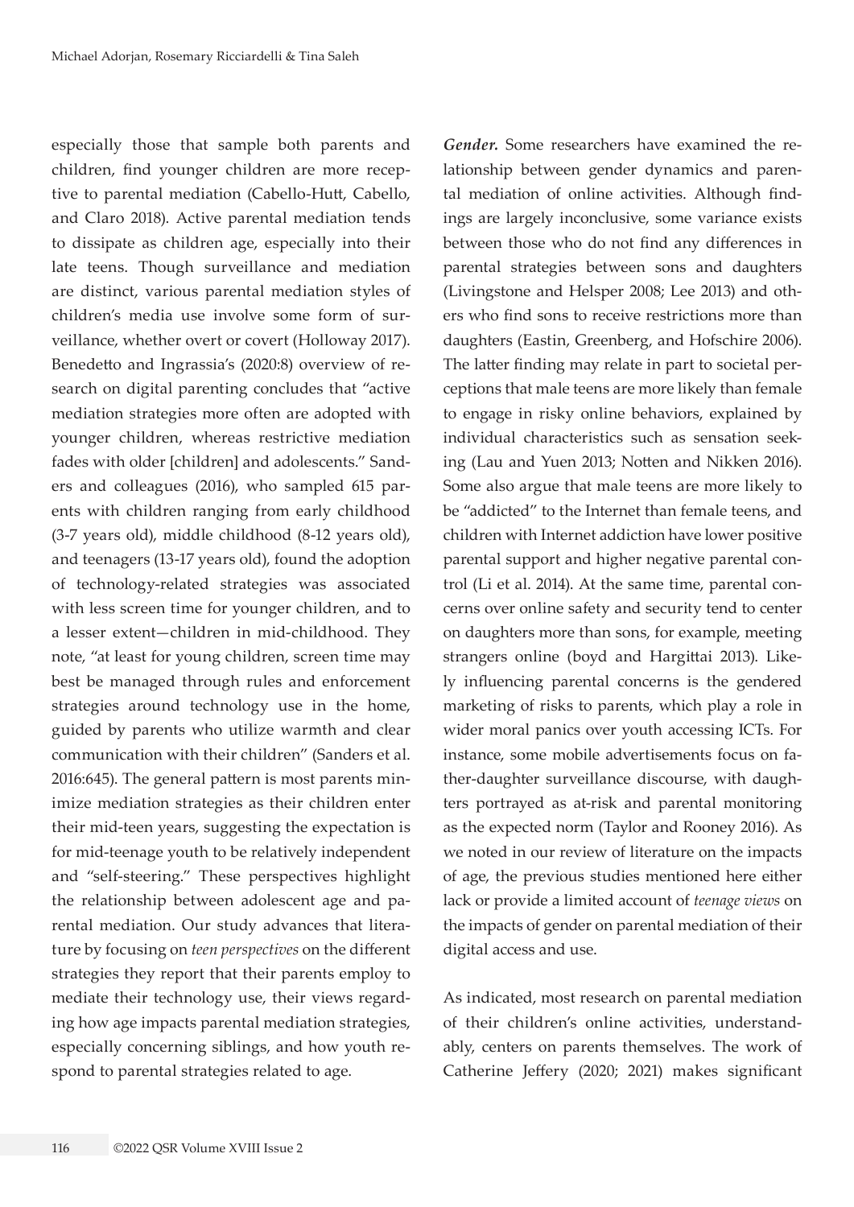especially those that sample both parents and children, find younger children are more receptive to parental mediation (Cabello-Hutt, Cabello, and Claro 2018). Active parental mediation tends to dissipate as children age, especially into their late teens. Though surveillance and mediation are distinct, various parental mediation styles of children's media use involve some form of surveillance, whether overt or covert (Holloway 2017). Benedetto and Ingrassia's (2020:8) overview of research on digital parenting concludes that "active mediation strategies more often are adopted with younger children, whereas restrictive mediation fades with older [children] and adolescents." Sanders and colleagues (2016), who sampled 615 parents with children ranging from early childhood (3-7 years old), middle childhood (8-12 years old), and teenagers (13-17 years old), found the adoption of technology-related strategies was associated with less screen time for younger children, and to a lesser extent—children in mid-childhood. They note, "at least for young children, screen time may best be managed through rules and enforcement strategies around technology use in the home, guided by parents who utilize warmth and clear communication with their children" (Sanders et al. 2016:645). The general pattern is most parents minimize mediation strategies as their children enter their mid-teen years, suggesting the expectation is for mid-teenage youth to be relatively independent and "self-steering." These perspectives highlight the relationship between adolescent age and parental mediation. Our study advances that literature by focusing on *teen perspectives* on the different strategies they report that their parents employ to mediate their technology use, their views regarding how age impacts parental mediation strategies, especially concerning siblings, and how youth respond to parental strategies related to age.

***Gender.*** Some researchers have examined the relationship between gender dynamics and parental mediation of online activities. Although findings are largely inconclusive, some variance exists between those who do not find any differences in parental strategies between sons and daughters (Livingstone and Helsper 2008; Lee 2013) and others who find sons to receive restrictions more than daughters (Eastin, Greenberg, and Hofschire 2006). The latter finding may relate in part to societal perceptions that male teens are more likely than female to engage in risky online behaviors, explained by individual characteristics such as sensation seeking (Lau and Yuen 2013; Notten and Nikken 2016). Some also argue that male teens are more likely to be "addicted" to the Internet than female teens, and children with Internet addiction have lower positive parental support and higher negative parental control (Li et al. 2014). At the same time, parental concerns over online safety and security tend to center on daughters more than sons, for example, meeting strangers online (boyd and Hargittai 2013). Likely influencing parental concerns is the gendered marketing of risks to parents, which play a role in wider moral panics over youth accessing ICTs. For instance, some mobile advertisements focus on father-daughter surveillance discourse, with daughters portrayed as at-risk and parental monitoring as the expected norm (Taylor and Rooney 2016). As we noted in our review of literature on the impacts of age, the previous studies mentioned here either lack or provide a limited account of *teenage views* on the impacts of gender on parental mediation of their digital access and use.

As indicated, most research on parental mediation of their children's online activities, understandably, centers on parents themselves. The work of Catherine Jeffery (2020; 2021) makes significant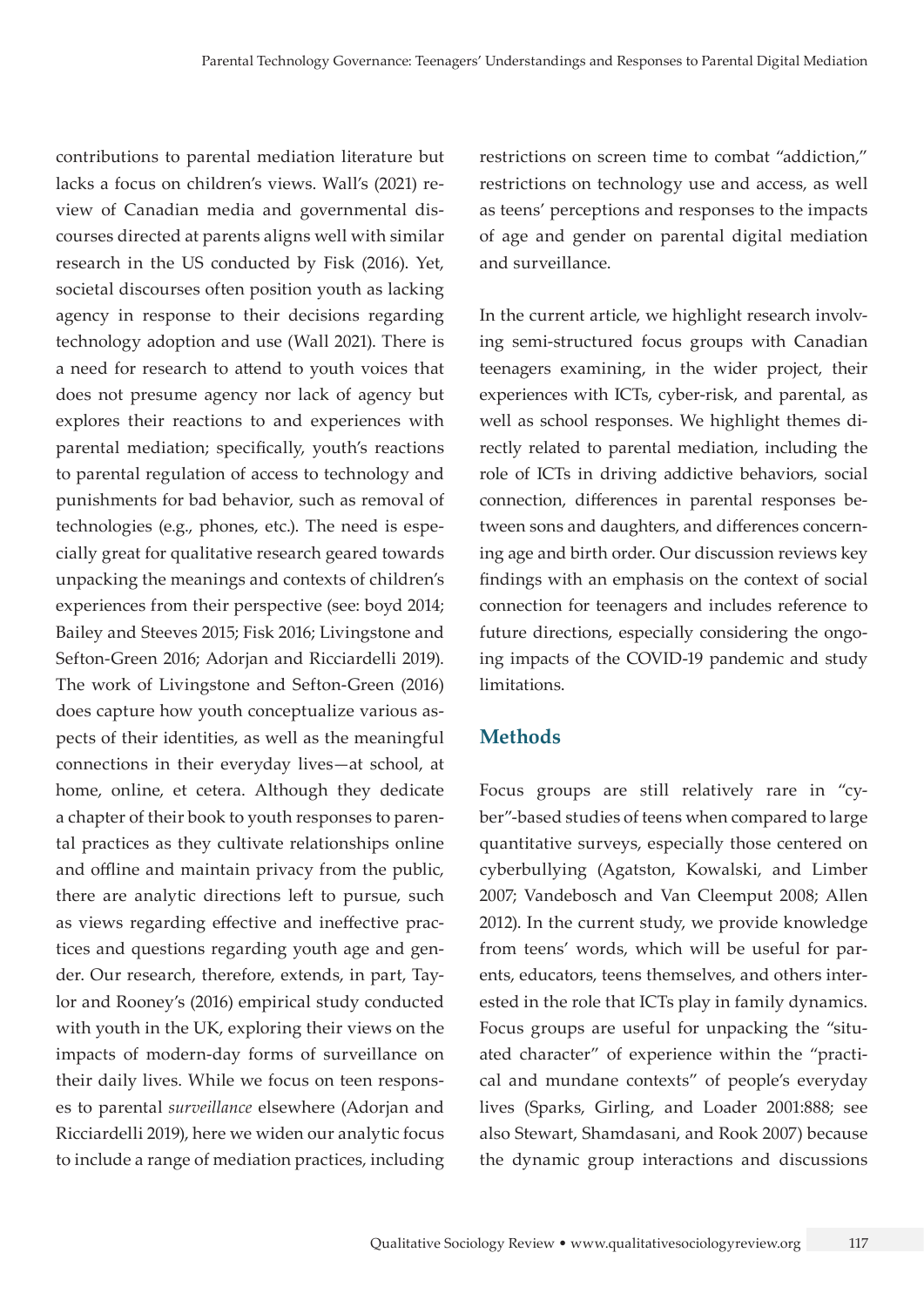contributions to parental mediation literature but lacks a focus on children's views. Wall's (2021) review of Canadian media and governmental discourses directed at parents aligns well with similar research in the US conducted by Fisk (2016). Yet, societal discourses often position youth as lacking agency in response to their decisions regarding technology adoption and use (Wall 2021). There is a need for research to attend to youth voices that does not presume agency nor lack of agency but explores their reactions to and experiences with parental mediation; specifically, youth's reactions to parental regulation of access to technology and punishments for bad behavior, such as removal of technologies (e.g., phones, etc.). The need is especially great for qualitative research geared towards unpacking the meanings and contexts of children's experiences from their perspective (see: boyd 2014; Bailey and Steeves 2015; Fisk 2016; Livingstone and Sefton-Green 2016; Adorjan and Ricciardelli 2019). The work of Livingstone and Sefton-Green (2016) does capture how youth conceptualize various aspects of their identities, as well as the meaningful connections in their everyday lives—at school, at home, online, et cetera. Although they dedicate a chapter of their book to youth responses to parental practices as they cultivate relationships online and offline and maintain privacy from the public, there are analytic directions left to pursue, such as views regarding effective and ineffective practices and questions regarding youth age and gender. Our research, therefore, extends, in part, Taylor and Rooney's (2016) empirical study conducted with youth in the UK, exploring their views on the impacts of modern-day forms of surveillance on their daily lives. While we focus on teen responses to parental *surveillance* elsewhere (Adorjan and Ricciardelli 2019), here we widen our analytic focus to include a range of mediation practices, including restrictions on screen time to combat "addiction," restrictions on technology use and access, as well as teens' perceptions and responses to the impacts of age and gender on parental digital mediation and surveillance.

In the current article, we highlight research involving semi-structured focus groups with Canadian teenagers examining, in the wider project, their experiences with ICTs, cyber-risk, and parental, as well as school responses. We highlight themes directly related to parental mediation, including the role of ICTs in driving addictive behaviors, social connection, differences in parental responses between sons and daughters, and differences concerning age and birth order. Our discussion reviews key findings with an emphasis on the context of social connection for teenagers and includes reference to future directions, especially considering the ongoing impacts of the COVID-19 pandemic and study limitations.

## Methods

Focus groups are still relatively rare in "cyber"-based studies of teens when compared to large quantitative surveys, especially those centered on cyberbullying (Agatston, Kowalski, and Limber 2007; Vandebosch and Van Cleemput 2008; Allen 2012). In the current study, we provide knowledge from teens' words, which will be useful for parents, educators, teens themselves, and others interested in the role that ICTs play in family dynamics. Focus groups are useful for unpacking the "situated character" of experience within the "practical and mundane contexts" of people's everyday lives (Sparks, Girling, and Loader 2001:888; see also Stewart, Shamdasani, and Rook 2007) because the dynamic group interactions and discussions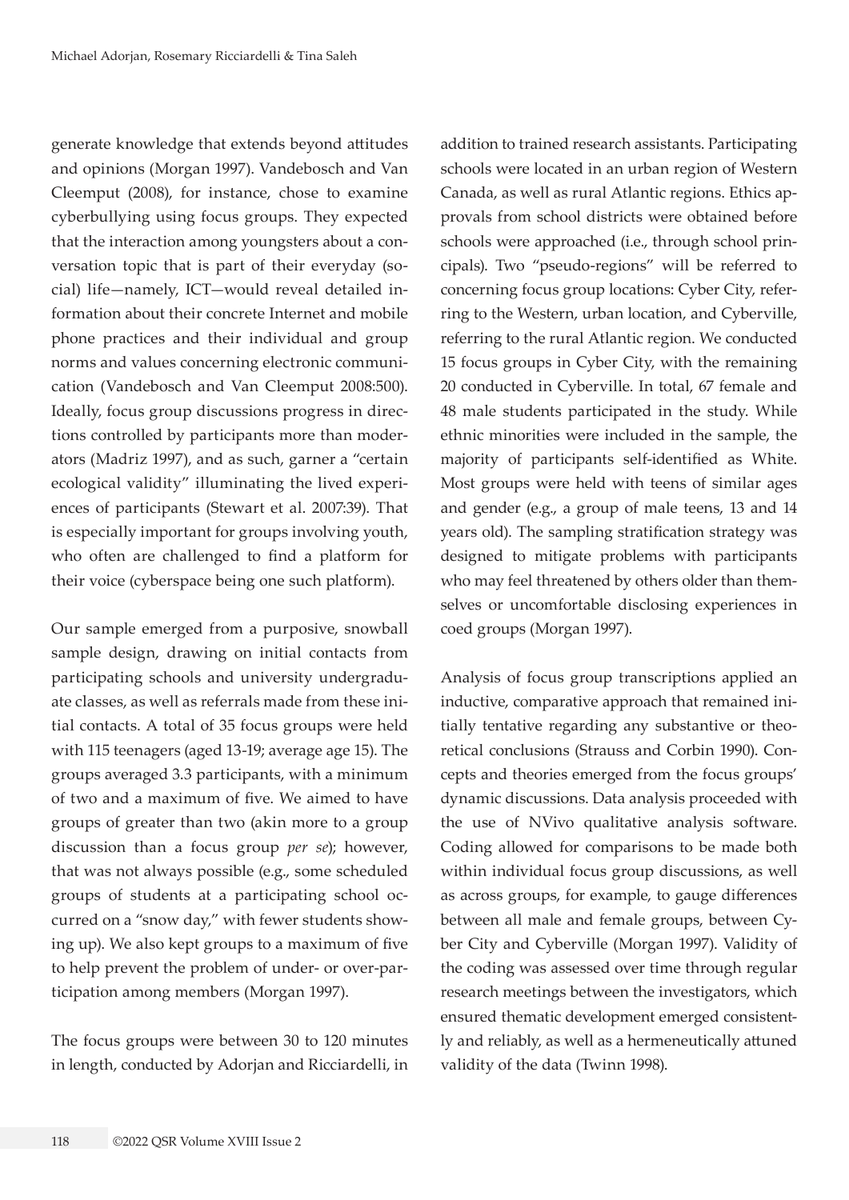generate knowledge that extends beyond attitudes and opinions (Morgan 1997). Vandebosch and Van Cleemput (2008), for instance, chose to examine cyberbullying using focus groups. They expected that the interaction among youngsters about a conversation topic that is part of their everyday (social) life—namely, ICT—would reveal detailed information about their concrete Internet and mobile phone practices and their individual and group norms and values concerning electronic communication (Vandebosch and Van Cleemput 2008:500). Ideally, focus group discussions progress in directions controlled by participants more than moderators (Madriz 1997), and as such, garner a "certain ecological validity" illuminating the lived experiences of participants (Stewart et al. 2007:39). That is especially important for groups involving youth, who often are challenged to find a platform for their voice (cyberspace being one such platform).

Our sample emerged from a purposive, snowball sample design, drawing on initial contacts from participating schools and university undergraduate classes, as well as referrals made from these initial contacts. A total of 35 focus groups were held with 115 teenagers (aged 13-19; average age 15). The groups averaged 3.3 participants, with a minimum of two and a maximum of five. We aimed to have groups of greater than two (akin more to a group discussion than a focus group *per se*); however, that was not always possible (e.g., some scheduled groups of students at a participating school occurred on a "snow day," with fewer students showing up). We also kept groups to a maximum of five to help prevent the problem of under- or over-participation among members (Morgan 1997).

The focus groups were between 30 to 120 minutes in length, conducted by Adorjan and Ricciardelli, in addition to trained research assistants. Participating schools were located in an urban region of Western Canada, as well as rural Atlantic regions. Ethics approvals from school districts were obtained before schools were approached (i.e., through school principals). Two "pseudo-regions" will be referred to concerning focus group locations: Cyber City, referring to the Western, urban location, and Cyberville, referring to the rural Atlantic region. We conducted 15 focus groups in Cyber City, with the remaining 20 conducted in Cyberville. In total, 67 female and 48 male students participated in the study. While ethnic minorities were included in the sample, the majority of participants self-identified as White. Most groups were held with teens of similar ages and gender (e.g., a group of male teens, 13 and 14 years old). The sampling stratification strategy was designed to mitigate problems with participants who may feel threatened by others older than themselves or uncomfortable disclosing experiences in coed groups (Morgan 1997).

Analysis of focus group transcriptions applied an inductive, comparative approach that remained initially tentative regarding any substantive or theoretical conclusions (Strauss and Corbin 1990). Concepts and theories emerged from the focus groups' dynamic discussions. Data analysis proceeded with the use of NVivo qualitative analysis software. Coding allowed for comparisons to be made both within individual focus group discussions, as well as across groups, for example, to gauge differences between all male and female groups, between Cyber City and Cyberville (Morgan 1997). Validity of the coding was assessed over time through regular research meetings between the investigators, which ensured thematic development emerged consistently and reliably, as well as a hermeneutically attuned validity of the data (Twinn 1998).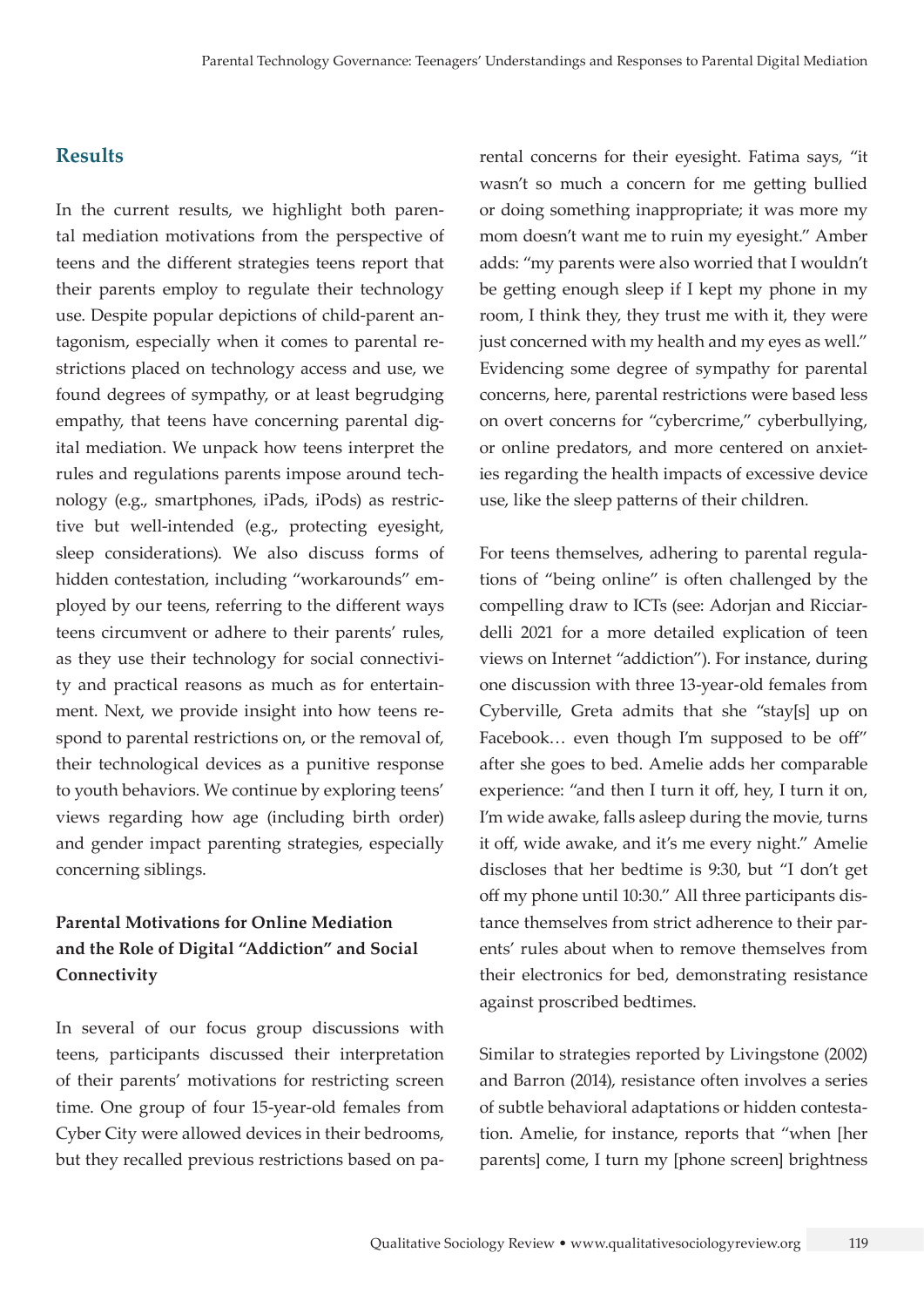## Results

In the current results, we highlight both parental mediation motivations from the perspective of teens and the different strategies teens report that their parents employ to regulate their technology use. Despite popular depictions of child-parent antagonism, especially when it comes to parental restrictions placed on technology access and use, we found degrees of sympathy, or at least begrudging empathy, that teens have concerning parental digital mediation. We unpack how teens interpret the rules and regulations parents impose around technology (e.g., smartphones, iPads, iPods) as restrictive but well-intended (e.g., protecting eyesight, sleep considerations). We also discuss forms of hidden contestation, including "workarounds" employed by our teens, referring to the different ways teens circumvent or adhere to their parents' rules, as they use their technology for social connectivity and practical reasons as much as for entertainment. Next, we provide insight into how teens respond to parental restrictions on, or the removal of, their technological devices as a punitive response to youth behaviors. We continue by exploring teens' views regarding how age (including birth order) and gender impact parenting strategies, especially concerning siblings.

### Parental Motivations for Online Mediation and the Role of Digital "Addiction" and Social Connectivity

In several of our focus group discussions with teens, participants discussed their interpretation of their parents' motivations for restricting screen time. One group of four 15-year-old females from Cyber City were allowed devices in their bedrooms, but they recalled previous restrictions based on parental concerns for their eyesight. Fatima says, "it wasn't so much a concern for me getting bullied or doing something inappropriate; it was more my mom doesn't want me to ruin my eyesight." Amber adds: "my parents were also worried that I wouldn't be getting enough sleep if I kept my phone in my room, I think they, they trust me with it, they were just concerned with my health and my eyes as well." Evidencing some degree of sympathy for parental concerns, here, parental restrictions were based less on overt concerns for "cybercrime," cyberbullying, or online predators, and more centered on anxieties regarding the health impacts of excessive device use, like the sleep patterns of their children.

For teens themselves, adhering to parental regulations of "being online" is often challenged by the compelling draw to ICTs (see: Adorjan and Ricciardelli 2021 for a more detailed explication of teen views on Internet "addiction"). For instance, during one discussion with three 13-year-old females from Cyberville, Greta admits that she "stay[s] up on Facebook… even though I'm supposed to be off" after she goes to bed. Amelie adds her comparable experience: "and then I turn it off, hey, I turn it on, I'm wide awake, falls asleep during the movie, turns it off, wide awake, and it's me every night." Amelie discloses that her bedtime is 9:30, but "I don't get off my phone until 10:30." All three participants distance themselves from strict adherence to their parents' rules about when to remove themselves from their electronics for bed, demonstrating resistance against proscribed bedtimes.

Similar to strategies reported by Livingstone (2002) and Barron (2014), resistance often involves a series of subtle behavioral adaptations or hidden contestation. Amelie, for instance, reports that "when [her parents] come, I turn my [phone screen] brightness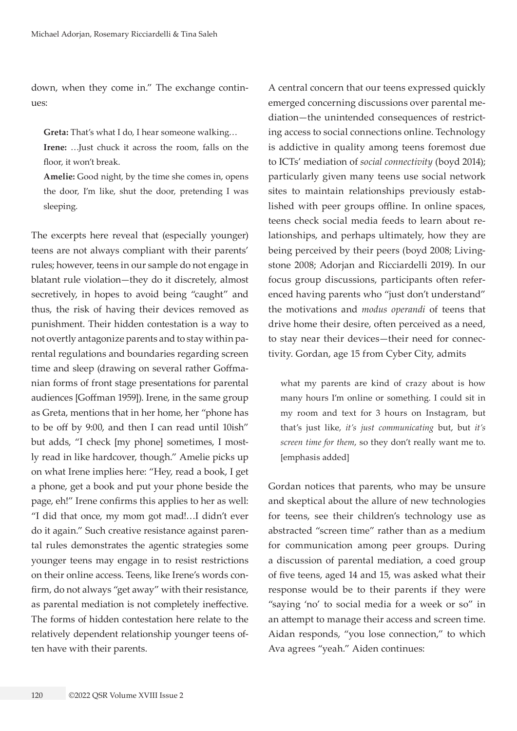down, when they come in." The exchange continues:

> **Greta:** That's what I do, I hear someone walking…
>
> **Irene:** …Just chuck it across the room, falls on the floor, it won't break.
>
> **Amelie:** Good night, by the time she comes in, opens the door, I'm like, shut the door, pretending I was sleeping.

The excerpts here reveal that (especially younger) teens are not always compliant with their parents' rules; however, teens in our sample do not engage in blatant rule violation—they do it discretely, almost secretively, in hopes to avoid being "caught" and thus, the risk of having their devices removed as punishment. Their hidden contestation is a way to not overtly antagonize parents and to stay within parental regulations and boundaries regarding screen time and sleep (drawing on several rather Goffmanian forms of front stage presentations for parental audiences [Goffman 1959]). Irene, in the same group as Greta, mentions that in her home, her "phone has to be off by 9:00, and then I can read until 10ish" but adds, "I check [my phone] sometimes, I mostly read in like hardcover, though." Amelie picks up on what Irene implies here: "Hey, read a book, I get a phone, get a book and put your phone beside the page, eh!" Irene confirms this applies to her as well: "I did that once, my mom got mad!…I didn't ever do it again." Such creative resistance against parental rules demonstrates the agentic strategies some younger teens may engage in to resist restrictions on their online access. Teens, like Irene's words confirm, do not always "get away" with their resistance, as parental mediation is not completely ineffective. The forms of hidden contestation here relate to the relatively dependent relationship younger teens often have with their parents.

A central concern that our teens expressed quickly emerged concerning discussions over parental mediation—the unintended consequences of restricting access to social connections online. Technology is addictive in quality among teens foremost due to ICTs' mediation of *social connectivity* (boyd 2014); particularly given many teens use social network sites to maintain relationships previously established with peer groups offline. In online spaces, teens check social media feeds to learn about relationships, and perhaps ultimately, how they are being perceived by their peers (boyd 2008; Livingstone 2008; Adorjan and Ricciardelli 2019). In our focus group discussions, participants often referenced having parents who "just don't understand" the motivations and *modus operandi* of teens that drive home their desire, often perceived as a need, to stay near their devices—their need for connectivity. Gordan, age 15 from Cyber City, admits

> what my parents are kind of crazy about is how many hours I'm online or something. I could sit in my room and text for 3 hours on Instagram, but that's just like, *it's just communicating* but, but *it's screen time for them*, so they don't really want me to. [emphasis added]

Gordan notices that parents, who may be unsure and skeptical about the allure of new technologies for teens, see their children's technology use as abstracted "screen time" rather than as a medium for communication among peer groups. During a discussion of parental mediation, a coed group of five teens, aged 14 and 15, was asked what their response would be to their parents if they were "saying 'no' to social media for a week or so" in an attempt to manage their access and screen time. Aidan responds, "you lose connection," to which Ava agrees "yeah." Aiden continues: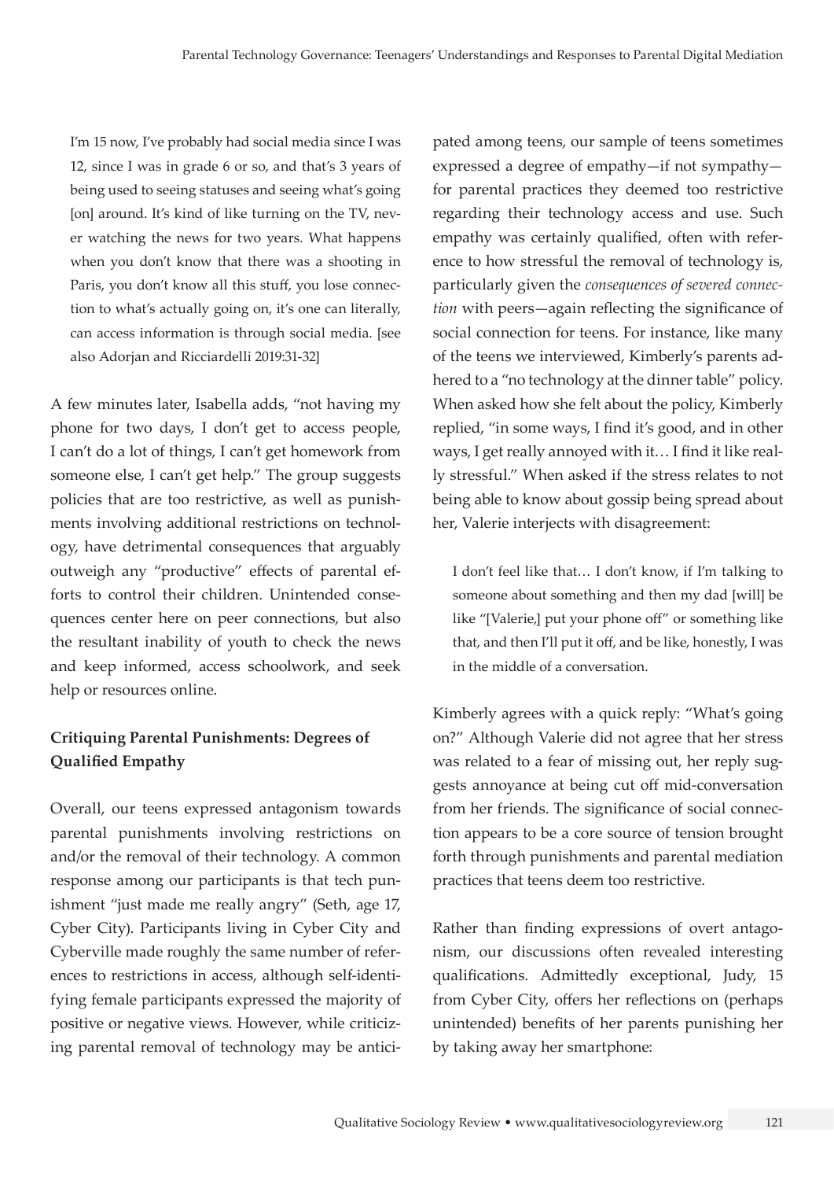> I'm 15 now, I've probably had social media since I was 12, since I was in grade 6 or so, and that's 3 years of being used to seeing statuses and seeing what's going [on] around. It's kind of like turning on the TV, never watching the news for two years. What happens when you don't know that there was a shooting in Paris, you don't know all this stuff, you lose connection to what's actually going on, it's one can literally, can access information is through social media. [see also Adorjan and Ricciardelli 2019:31-32]

A few minutes later, Isabella adds, "not having my phone for two days, I don't get to access people, I can't do a lot of things, I can't get homework from someone else, I can't get help." The group suggests policies that are too restrictive, as well as punishments involving additional restrictions on technology, have detrimental consequences that arguably outweigh any "productive" effects of parental efforts to control their children. Unintended consequences center here on peer connections, but also the resultant inability of youth to check the news and keep informed, access schoolwork, and seek help or resources online.

### Critiquing Parental Punishments: Degrees of Qualified Empathy

Overall, our teens expressed antagonism towards parental punishments involving restrictions on and/or the removal of their technology. A common response among our participants is that tech punishment "just made me really angry" (Seth, age 17, Cyber City). Participants living in Cyber City and Cyberville made roughly the same number of references to restrictions in access, although self-identifying female participants expressed the majority of positive or negative views. However, while criticizing parental removal of technology may be anticipated among teens, our sample of teens sometimes expressed a degree of empathy—if not sympathy—for parental practices they deemed too restrictive regarding their technology access and use. Such empathy was certainly qualified, often with reference to how stressful the removal of technology is, particularly given the *consequences of severed connection* with peers—again reflecting the significance of social connection for teens. For instance, like many of the teens we interviewed, Kimberly's parents adhered to a "no technology at the dinner table" policy. When asked how she felt about the policy, Kimberly replied, "in some ways, I find it's good, and in other ways, I get really annoyed with it… I find it like really stressful." When asked if the stress relates to not being able to know about gossip being spread about her, Valerie interjects with disagreement:

> I don't feel like that… I don't know, if I'm talking to someone about something and then my dad [will] be like "[Valerie,] put your phone off" or something like that, and then I'll put it off, and be like, honestly, I was in the middle of a conversation.

Kimberly agrees with a quick reply: "What's going on?" Although Valerie did not agree that her stress was related to a fear of missing out, her reply suggests annoyance at being cut off mid-conversation from her friends. The significance of social connection appears to be a core source of tension brought forth through punishments and parental mediation practices that teens deem too restrictive.

Rather than finding expressions of overt antagonism, our discussions often revealed interesting qualifications. Admittedly exceptional, Judy, 15 from Cyber City, offers her reflections on (perhaps unintended) benefits of her parents punishing her by taking away her smartphone: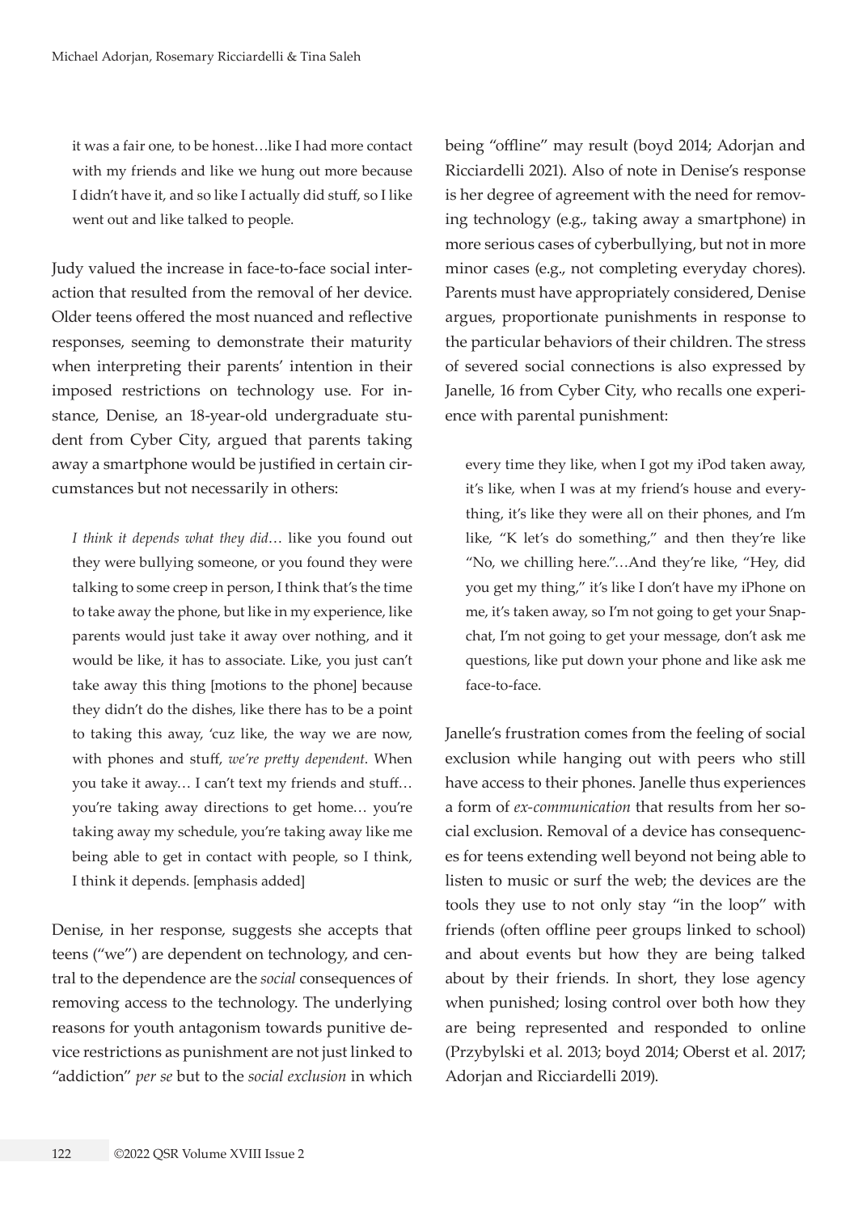> it was a fair one, to be honest…like I had more contact with my friends and like we hung out more because I didn't have it, and so like I actually did stuff, so I like went out and like talked to people.

Judy valued the increase in face-to-face social interaction that resulted from the removal of her device. Older teens offered the most nuanced and reflective responses, seeming to demonstrate their maturity when interpreting their parents' intention in their imposed restrictions on technology use. For instance, Denise, an 18-year-old undergraduate student from Cyber City, argued that parents taking away a smartphone would be justified in certain circumstances but not necessarily in others:

> *I think it depends what they did*… like you found out they were bullying someone, or you found they were talking to some creep in person, I think that's the time to take away the phone, but like in my experience, like parents would just take it away over nothing, and it would be like, it has to associate. Like, you just can't take away this thing [motions to the phone] because they didn't do the dishes, like there has to be a point to taking this away, 'cuz like, the way we are now, with phones and stuff, *we're pretty dependent*. When you take it away… I can't text my friends and stuff… you're taking away directions to get home… you're taking away my schedule, you're taking away like me being able to get in contact with people, so I think, I think it depends. [emphasis added]

Denise, in her response, suggests she accepts that teens ("we") are dependent on technology, and central to the dependence are the *social* consequences of removing access to the technology. The underlying reasons for youth antagonism towards punitive device restrictions as punishment are not just linked to "addiction" *per se* but to the *social exclusion* in which being "offline" may result (boyd 2014; Adorjan and Ricciardelli 2021). Also of note in Denise's response is her degree of agreement with the need for removing technology (e.g., taking away a smartphone) in more serious cases of cyberbullying, but not in more minor cases (e.g., not completing everyday chores). Parents must have appropriately considered, Denise argues, proportionate punishments in response to the particular behaviors of their children. The stress of severed social connections is also expressed by Janelle, 16 from Cyber City, who recalls one experience with parental punishment:

> every time they like, when I got my iPod taken away, it's like, when I was at my friend's house and everything, it's like they were all on their phones, and I'm like, "K let's do something," and then they're like "No, we chilling here."…And they're like, "Hey, did you get my thing," it's like I don't have my iPhone on me, it's taken away, so I'm not going to get your Snapchat, I'm not going to get your message, don't ask me questions, like put down your phone and like ask me face-to-face.

Janelle's frustration comes from the feeling of social exclusion while hanging out with peers who still have access to their phones. Janelle thus experiences a form of *ex-communication* that results from her social exclusion. Removal of a device has consequences for teens extending well beyond not being able to listen to music or surf the web; the devices are the tools they use to not only stay "in the loop" with friends (often offline peer groups linked to school) and about events but how they are being talked about by their friends. In short, they lose agency when punished; losing control over both how they are being represented and responded to online (Przybylski et al. 2013; boyd 2014; Oberst et al. 2017; Adorjan and Ricciardelli 2019).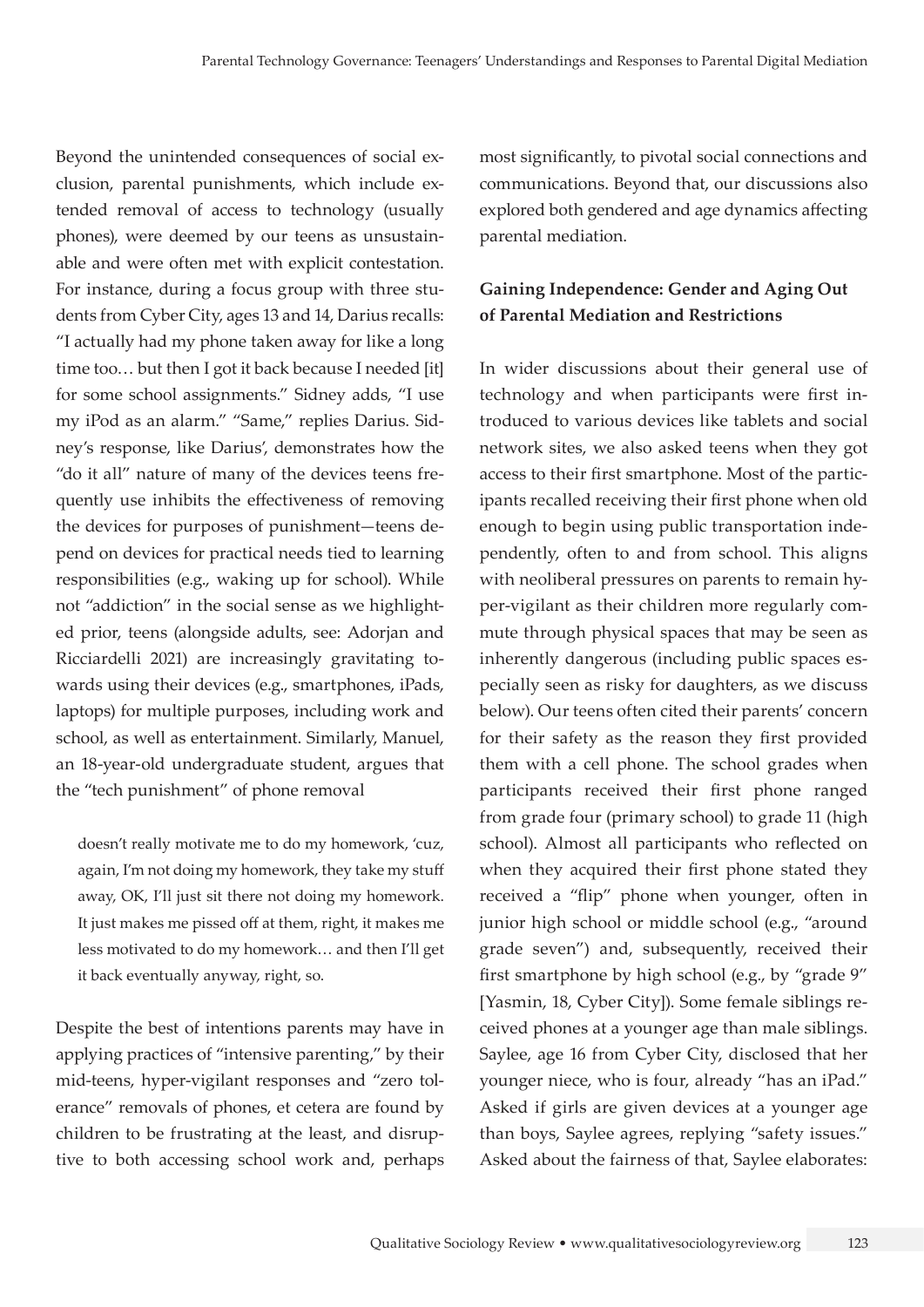Beyond the unintended consequences of social exclusion, parental punishments, which include extended removal of access to technology (usually phones), were deemed by our teens as unsustainable and were often met with explicit contestation. For instance, during a focus group with three students from Cyber City, ages 13 and 14, Darius recalls: "I actually had my phone taken away for like a long time too… but then I got it back because I needed [it] for some school assignments." Sidney adds, "I use my iPod as an alarm." "Same," replies Darius. Sidney's response, like Darius', demonstrates how the "do it all" nature of many of the devices teens frequently use inhibits the effectiveness of removing the devices for purposes of punishment—teens depend on devices for practical needs tied to learning responsibilities (e.g., waking up for school). While not "addiction" in the social sense as we highlighted prior, teens (alongside adults, see: Adorjan and Ricciardelli 2021) are increasingly gravitating towards using their devices (e.g., smartphones, iPads, laptops) for multiple purposes, including work and school, as well as entertainment. Similarly, Manuel, an 18-year-old undergraduate student, argues that the "tech punishment" of phone removal

> doesn't really motivate me to do my homework, 'cuz, again, I'm not doing my homework, they take my stuff away, OK, I'll just sit there not doing my homework. It just makes me pissed off at them, right, it makes me less motivated to do my homework… and then I'll get it back eventually anyway, right, so.

Despite the best of intentions parents may have in applying practices of "intensive parenting," by their mid-teens, hyper-vigilant responses and "zero tolerance" removals of phones, et cetera are found by children to be frustrating at the least, and disruptive to both accessing school work and, perhaps most significantly, to pivotal social connections and communications. Beyond that, our discussions also explored both gendered and age dynamics affecting parental mediation.

## Gaining Independence: Gender and Aging Out of Parental Mediation and Restrictions

In wider discussions about their general use of technology and when participants were first introduced to various devices like tablets and social network sites, we also asked teens when they got access to their first smartphone. Most of the participants recalled receiving their first phone when old enough to begin using public transportation independently, often to and from school. This aligns with neoliberal pressures on parents to remain hyper-vigilant as their children more regularly commute through physical spaces that may be seen as inherently dangerous (including public spaces especially seen as risky for daughters, as we discuss below). Our teens often cited their parents' concern for their safety as the reason they first provided them with a cell phone. The school grades when participants received their first phone ranged from grade four (primary school) to grade 11 (high school). Almost all participants who reflected on when they acquired their first phone stated they received a "flip" phone when younger, often in junior high school or middle school (e.g., "around grade seven") and, subsequently, received their first smartphone by high school (e.g., by "grade 9" [Yasmin, 18, Cyber City]). Some female siblings received phones at a younger age than male siblings. Saylee, age 16 from Cyber City, disclosed that her younger niece, who is four, already "has an iPad." Asked if girls are given devices at a younger age than boys, Saylee agrees, replying "safety issues." Asked about the fairness of that, Saylee elaborates: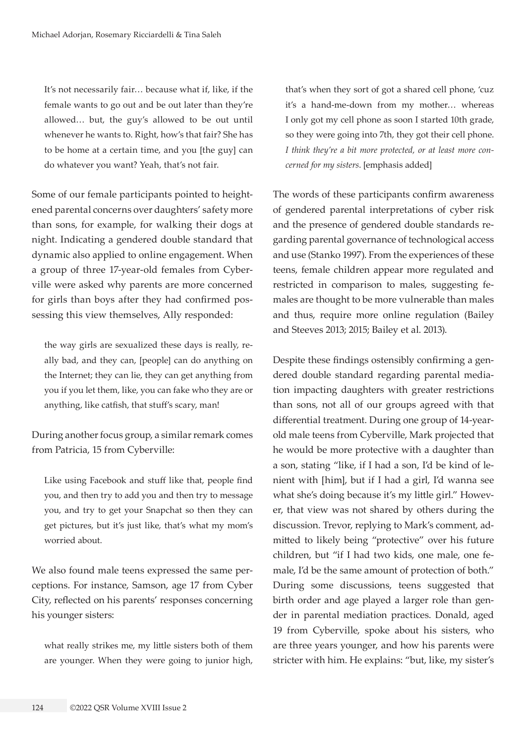> It's not necessarily fair… because what if, like, if the female wants to go out and be out later than they're allowed… but, the guy's allowed to be out until whenever he wants to. Right, how's that fair? She has to be home at a certain time, and you [the guy] can do whatever you want? Yeah, that's not fair.

Some of our female participants pointed to heightened parental concerns over daughters' safety more than sons, for example, for walking their dogs at night. Indicating a gendered double standard that dynamic also applied to online engagement. When a group of three 17-year-old females from Cyberville were asked why parents are more concerned for girls than boys after they had confirmed possessing this view themselves, Ally responded:

> the way girls are sexualized these days is really, really bad, and they can, [people] can do anything on the Internet; they can lie, they can get anything from you if you let them, like, you can fake who they are or anything, like catfish, that stuff's scary, man!

During another focus group, a similar remark comes from Patricia, 15 from Cyberville:

> Like using Facebook and stuff like that, people find you, and then try to add you and then try to message you, and try to get your Snapchat so then they can get pictures, but it's just like, that's what my mom's worried about.

We also found male teens expressed the same perceptions. For instance, Samson, age 17 from Cyber City, reflected on his parents' responses concerning his younger sisters:

> what really strikes me, my little sisters both of them are younger. When they were going to junior high, that's when they sort of got a shared cell phone, 'cuz it's a hand-me-down from my mother… whereas I only got my cell phone as soon I started 10th grade, so they were going into 7th, they got their cell phone. *I think they're a bit more protected, or at least more concerned for my sisters*. [emphasis added]

The words of these participants confirm awareness of gendered parental interpretations of cyber risk and the presence of gendered double standards regarding parental governance of technological access and use (Stanko 1997). From the experiences of these teens, female children appear more regulated and restricted in comparison to males, suggesting females are thought to be more vulnerable than males and thus, require more online regulation (Bailey and Steeves 2013; 2015; Bailey et al. 2013).

Despite these findings ostensibly confirming a gendered double standard regarding parental mediation impacting daughters with greater restrictions than sons, not all of our groups agreed with that differential treatment. During one group of 14-year-old male teens from Cyberville, Mark projected that he would be more protective with a daughter than a son, stating "like, if I had a son, I'd be kind of lenient with [him], but if I had a girl, I'd wanna see what she's doing because it's my little girl." However, that view was not shared by others during the discussion. Trevor, replying to Mark's comment, admitted to likely being "protective" over his future children, but "if I had two kids, one male, one female, I'd be the same amount of protection of both." During some discussions, teens suggested that birth order and age played a larger role than gender in parental mediation practices. Donald, aged 19 from Cyberville, spoke about his sisters, who are three years younger, and how his parents were stricter with him. He explains: "but, like, my sister's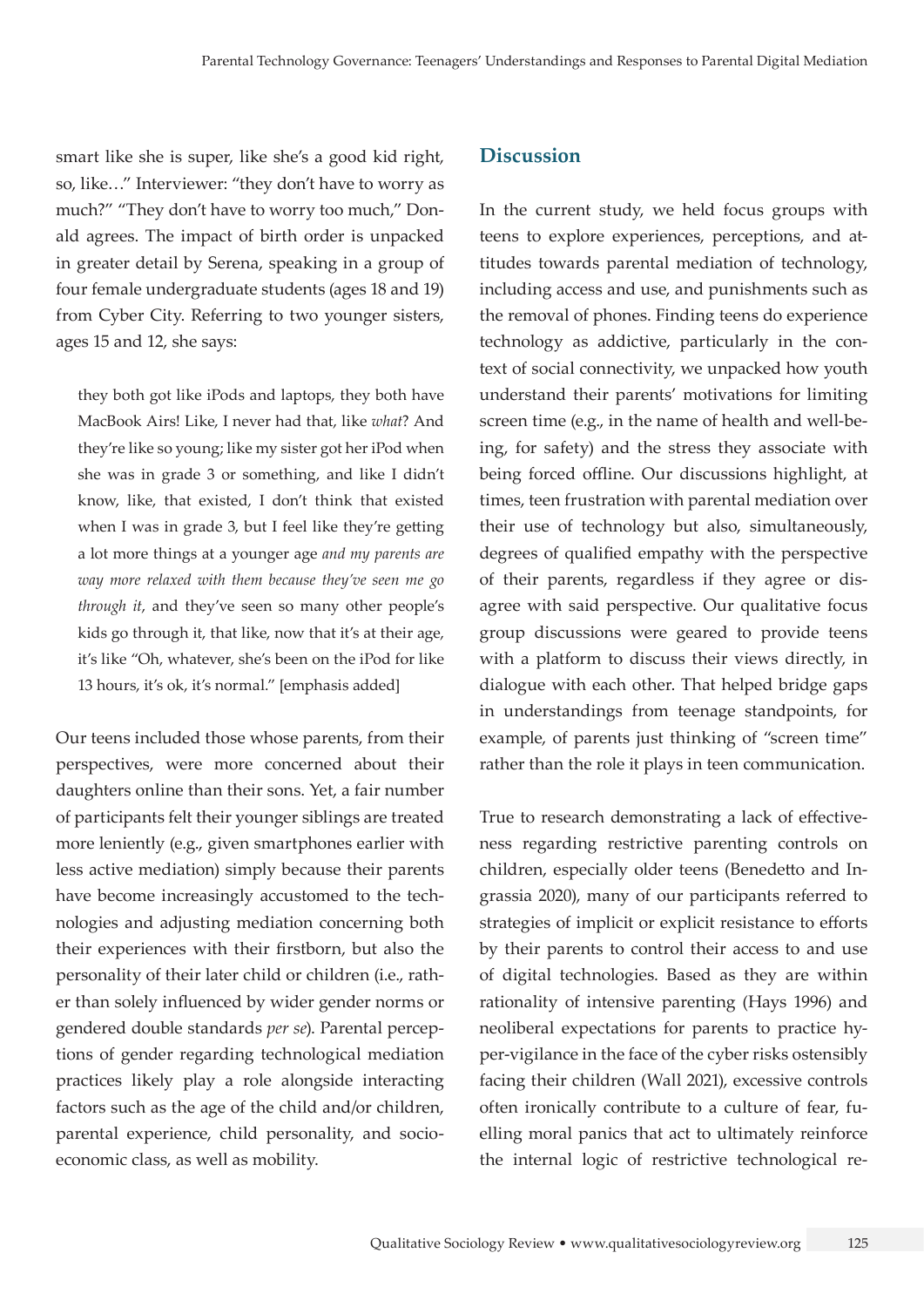smart like she is super, like she's a good kid right, so, like…" Interviewer: "they don't have to worry as much?" "They don't have to worry too much," Donald agrees. The impact of birth order is unpacked in greater detail by Serena, speaking in a group of four female undergraduate students (ages 18 and 19) from Cyber City. Referring to two younger sisters, ages 15 and 12, she says:

> they both got like iPods and laptops, they both have MacBook Airs! Like, I never had that, like *what*? And they're like so young; like my sister got her iPod when she was in grade 3 or something, and like I didn't know, like, that existed, I don't think that existed when I was in grade 3, but I feel like they're getting a lot more things at a younger age *and my parents are way more relaxed with them because they've seen me go through it*, and they've seen so many other people's kids go through it, that like, now that it's at their age, it's like "Oh, whatever, she's been on the iPod for like 13 hours, it's ok, it's normal." [emphasis added]

Our teens included those whose parents, from their perspectives, were more concerned about their daughters online than their sons. Yet, a fair number of participants felt their younger siblings are treated more leniently (e.g., given smartphones earlier with less active mediation) simply because their parents have become increasingly accustomed to the technologies and adjusting mediation concerning both their experiences with their firstborn, but also the personality of their later child or children (i.e., rather than solely influenced by wider gender norms or gendered double standards *per se*). Parental perceptions of gender regarding technological mediation practices likely play a role alongside interacting factors such as the age of the child and/or children, parental experience, child personality, and socioeconomic class, as well as mobility.

## Discussion

In the current study, we held focus groups with teens to explore experiences, perceptions, and attitudes towards parental mediation of technology, including access and use, and punishments such as the removal of phones. Finding teens do experience technology as addictive, particularly in the context of social connectivity, we unpacked how youth understand their parents' motivations for limiting screen time (e.g., in the name of health and well-being, for safety) and the stress they associate with being forced offline. Our discussions highlight, at times, teen frustration with parental mediation over their use of technology but also, simultaneously, degrees of qualified empathy with the perspective of their parents, regardless if they agree or disagree with said perspective. Our qualitative focus group discussions were geared to provide teens with a platform to discuss their views directly, in dialogue with each other. That helped bridge gaps in understandings from teenage standpoints, for example, of parents just thinking of "screen time" rather than the role it plays in teen communication.

True to research demonstrating a lack of effectiveness regarding restrictive parenting controls on children, especially older teens (Benedetto and Ingrassia 2020), many of our participants referred to strategies of implicit or explicit resistance to efforts by their parents to control their access to and use of digital technologies. Based as they are within rationality of intensive parenting (Hays 1996) and neoliberal expectations for parents to practice hyper-vigilance in the face of the cyber risks ostensibly facing their children (Wall 2021), excessive controls often ironically contribute to a culture of fear, fuelling moral panics that act to ultimately reinforce the internal logic of restrictive technological re-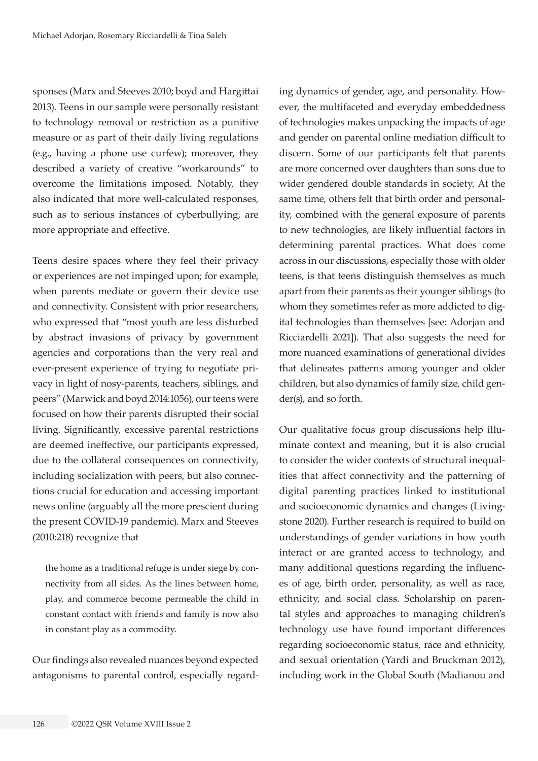sponses (Marx and Steeves 2010; boyd and Hargittai 2013). Teens in our sample were personally resistant to technology removal or restriction as a punitive measure or as part of their daily living regulations (e.g., having a phone use curfew); moreover, they described a variety of creative "workarounds" to overcome the limitations imposed. Notably, they also indicated that more well-calculated responses, such as to serious instances of cyberbullying, are more appropriate and effective.

Teens desire spaces where they feel their privacy or experiences are not impinged upon; for example, when parents mediate or govern their device use and connectivity. Consistent with prior researchers, who expressed that "most youth are less disturbed by abstract invasions of privacy by government agencies and corporations than the very real and ever-present experience of trying to negotiate privacy in light of nosy-parents, teachers, siblings, and peers" (Marwick and boyd 2014:1056), our teens were focused on how their parents disrupted their social living. Significantly, excessive parental restrictions are deemed ineffective, our participants expressed, due to the collateral consequences on connectivity, including socialization with peers, but also connections crucial for education and accessing important news online (arguably all the more prescient during the present COVID-19 pandemic). Marx and Steeves (2010:218) recognize that

> the home as a traditional refuge is under siege by connectivity from all sides. As the lines between home, play, and commerce become permeable the child in constant contact with friends and family is now also in constant play as a commodity.

Our findings also revealed nuances beyond expected antagonisms to parental control, especially regarding dynamics of gender, age, and personality. However, the multifaceted and everyday embeddedness of technologies makes unpacking the impacts of age and gender on parental online mediation difficult to discern. Some of our participants felt that parents are more concerned over daughters than sons due to wider gendered double standards in society. At the same time, others felt that birth order and personality, combined with the general exposure of parents to new technologies, are likely influential factors in determining parental practices. What does come across in our discussions, especially those with older teens, is that teens distinguish themselves as much apart from their parents as their younger siblings (to whom they sometimes refer as more addicted to digital technologies than themselves [see: Adorjan and Ricciardelli 2021]). That also suggests the need for more nuanced examinations of generational divides that delineates patterns among younger and older children, but also dynamics of family size, child gender(s), and so forth.

Our qualitative focus group discussions help illuminate context and meaning, but it is also crucial to consider the wider contexts of structural inequalities that affect connectivity and the patterning of digital parenting practices linked to institutional and socioeconomic dynamics and changes (Livingstone 2020). Further research is required to build on understandings of gender variations in how youth interact or are granted access to technology, and many additional questions regarding the influences of age, birth order, personality, as well as race, ethnicity, and social class. Scholarship on parental styles and approaches to managing children's technology use have found important differences regarding socioeconomic status, race and ethnicity, and sexual orientation (Yardi and Bruckman 2012), including work in the Global South (Madianou and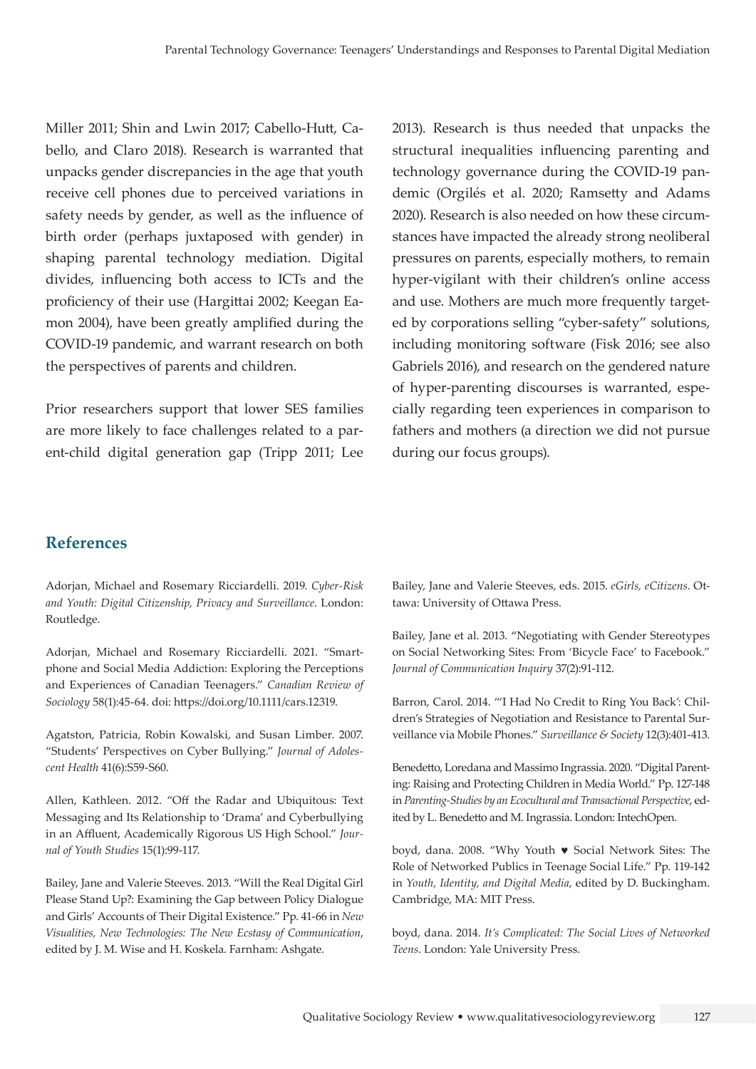Miller 2011; Shin and Lwin 2017; Cabello-Hutt, Cabello, and Claro 2018). Research is warranted that unpacks gender discrepancies in the age that youth receive cell phones due to perceived variations in safety needs by gender, as well as the influence of birth order (perhaps juxtaposed with gender) in shaping parental technology mediation. Digital divides, influencing both access to ICTs and the proficiency of their use (Hargittai 2002; Keegan Eamon 2004), have been greatly amplified during the COVID-19 pandemic, and warrant research on both the perspectives of parents and children.

Prior researchers support that lower SES families are more likely to face challenges related to a parent-child digital generation gap (Tripp 2011; Lee 2013). Research is thus needed that unpacks the structural inequalities influencing parenting and technology governance during the COVID-19 pandemic (Orgilés et al. 2020; Ramsetty and Adams 2020). Research is also needed on how these circumstances have impacted the already strong neoliberal pressures on parents, especially mothers, to remain hyper-vigilant with their children's online access and use. Mothers are much more frequently targeted by corporations selling "cyber-safety" solutions, including monitoring software (Fisk 2016; see also Gabriels 2016), and research on the gendered nature of hyper-parenting discourses is warranted, especially regarding teen experiences in comparison to fathers and mothers (a direction we did not pursue during our focus groups).

## References

Adorjan, Michael and Rosemary Ricciardelli. 2019. *Cyber-Risk and Youth: Digital Citizenship, Privacy and Surveillance*. London: Routledge.

Adorjan, Michael and Rosemary Ricciardelli. 2021. "Smartphone and Social Media Addiction: Exploring the Perceptions and Experiences of Canadian Teenagers." *Canadian Review of Sociology* 58(1):45-64. doi: https://doi.org/10.1111/cars.12319.

Agatston, Patricia, Robin Kowalski, and Susan Limber. 2007. "Students' Perspectives on Cyber Bullying." *Journal of Adolescent Health* 41(6):S59-S60.

Allen, Kathleen. 2012. "Off the Radar and Ubiquitous: Text Messaging and Its Relationship to 'Drama' and Cyberbullying in an Affluent, Academically Rigorous US High School." *Journal of Youth Studies* 15(1):99-117.

Bailey, Jane and Valerie Steeves. 2013. "Will the Real Digital Girl Please Stand Up?: Examining the Gap between Policy Dialogue and Girls' Accounts of Their Digital Existence." Pp. 41-66 in *New Visualities, New Technologies: The New Ecstasy of Communication*, edited by J. M. Wise and H. Koskela. Farnham: Ashgate.

Bailey, Jane and Valerie Steeves, eds. 2015. *eGirls, eCitizens*. Ottawa: University of Ottawa Press.

Bailey, Jane et al. 2013. "Negotiating with Gender Stereotypes on Social Networking Sites: From 'Bicycle Face' to Facebook." *Journal of Communication Inquiry* 37(2):91-112.

Barron, Carol. 2014. "'I Had No Credit to Ring You Back': Children's Strategies of Negotiation and Resistance to Parental Surveillance via Mobile Phones." *Surveillance & Society* 12(3):401-413.

Benedetto, Loredana and Massimo Ingrassia. 2020. "Digital Parenting: Raising and Protecting Children in Media World." Pp. 127-148 in *Parenting-Studies by an Ecocultural and Transactional Perspective*, edited by L. Benedetto and M. Ingrassia. London: IntechOpen.

boyd, dana. 2008. "Why Youth ♥ Social Network Sites: The Role of Networked Publics in Teenage Social Life." Pp. 119-142 in *Youth, Identity, and Digital Media*, edited by D. Buckingham. Cambridge, MA: MIT Press.

boyd, dana. 2014. *It's Complicated: The Social Lives of Networked Teens*. London: Yale University Press.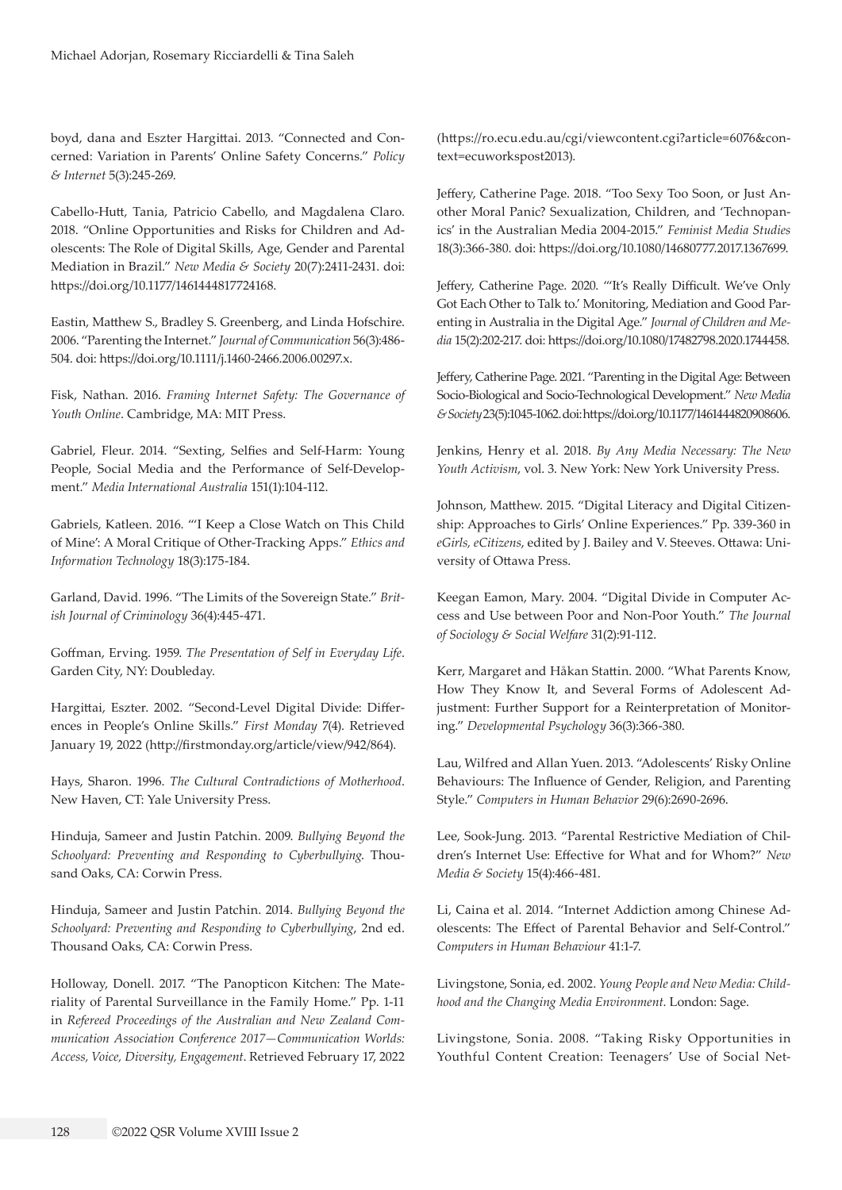boyd, dana and Eszter Hargittai. 2013. "Connected and Concerned: Variation in Parents' Online Safety Concerns." *Policy & Internet* 5(3):245-269.

Cabello-Hutt, Tania, Patricio Cabello, and Magdalena Claro. 2018. "Online Opportunities and Risks for Children and Adolescents: The Role of Digital Skills, Age, Gender and Parental Mediation in Brazil." *New Media & Society* 20(7):2411-2431. doi: https://doi.org/10.1177/1461444817724168.

Eastin, Matthew S., Bradley S. Greenberg, and Linda Hofschire. 2006. "Parenting the Internet." *Journal of Communication* 56(3):486-504. doi: https://doi.org/10.1111/j.1460-2466.2006.00297.x.

Fisk, Nathan. 2016. *Framing Internet Safety: The Governance of Youth Online*. Cambridge, MA: MIT Press.

Gabriel, Fleur. 2014. "Sexting, Selfies and Self-Harm: Young People, Social Media and the Performance of Self-Development." *Media International Australia* 151(1):104-112.

Gabriels, Katleen. 2016. "'I Keep a Close Watch on This Child of Mine': A Moral Critique of Other-Tracking Apps." *Ethics and Information Technology* 18(3):175-184.

Garland, David. 1996. "The Limits of the Sovereign State." *British Journal of Criminology* 36(4):445-471.

Goffman, Erving. 1959. *The Presentation of Self in Everyday Life*. Garden City, NY: Doubleday.

Hargittai, Eszter. 2002. "Second-Level Digital Divide: Differences in People's Online Skills." *First Monday* 7(4). Retrieved January 19, 2022 (http://firstmonday.org/article/view/942/864).

Hays, Sharon. 1996. *The Cultural Contradictions of Motherhood*. New Haven, CT: Yale University Press.

Hinduja, Sameer and Justin Patchin. 2009. *Bullying Beyond the Schoolyard: Preventing and Responding to Cyberbullying*. Thousand Oaks, CA: Corwin Press.

Hinduja, Sameer and Justin Patchin. 2014. *Bullying Beyond the Schoolyard: Preventing and Responding to Cyberbullying*, 2nd ed. Thousand Oaks, CA: Corwin Press.

Holloway, Donell. 2017. "The Panopticon Kitchen: The Materiality of Parental Surveillance in the Family Home." Pp. 1-11 in *Refereed Proceedings of the Australian and New Zealand Communication Association Conference 2017—Communication Worlds: Access, Voice, Diversity, Engagement*. Retrieved February 17, 2022 (https://ro.ecu.edu.au/cgi/viewcontent.cgi?article=6076&context=ecuworkspost2013).

Jeffery, Catherine Page. 2018. "Too Sexy Too Soon, or Just Another Moral Panic? Sexualization, Children, and 'Technopanics' in the Australian Media 2004-2015." *Feminist Media Studies* 18(3):366-380. doi: https://doi.org/10.1080/14680777.2017.1367699.

Jeffery, Catherine Page. 2020. "'It's Really Difficult. We've Only Got Each Other to Talk to.' Monitoring, Mediation and Good Parenting in Australia in the Digital Age." *Journal of Children and Media* 15(2):202-217. doi: https://doi.org/10.1080/17482798.2020.1744458.

Jeffery, Catherine Page. 2021. "Parenting in the Digital Age: Between Socio-Biological and Socio-Technological Development." *New Media & Society* 23(5):1045-1062. doi: https://doi.org/10.1177/1461444820908606.

Jenkins, Henry et al. 2018. *By Any Media Necessary: The New Youth Activism*, vol. 3. New York: New York University Press.

Johnson, Matthew. 2015. "Digital Literacy and Digital Citizenship: Approaches to Girls' Online Experiences." Pp. 339-360 in *eGirls, eCitizens*, edited by J. Bailey and V. Steeves. Ottawa: University of Ottawa Press.

Keegan Eamon, Mary. 2004. "Digital Divide in Computer Access and Use between Poor and Non-Poor Youth." *The Journal of Sociology & Social Welfare* 31(2):91-112.

Kerr, Margaret and Håkan Stattin. 2000. "What Parents Know, How They Know It, and Several Forms of Adolescent Adjustment: Further Support for a Reinterpretation of Monitoring." *Developmental Psychology* 36(3):366-380.

Lau, Wilfred and Allan Yuen. 2013. "Adolescents' Risky Online Behaviours: The Influence of Gender, Religion, and Parenting Style." *Computers in Human Behavior* 29(6):2690-2696.

Lee, Sook-Jung. 2013. "Parental Restrictive Mediation of Children's Internet Use: Effective for What and for Whom?" *New Media & Society* 15(4):466-481.

Li, Caina et al. 2014. "Internet Addiction among Chinese Adolescents: The Effect of Parental Behavior and Self-Control." *Computers in Human Behaviour* 41:1-7.

Livingstone, Sonia, ed. 2002. *Young People and New Media: Childhood and the Changing Media Environment*. London: Sage.

Livingstone, Sonia. 2008. "Taking Risky Opportunities in Youthful Content Creation: Teenagers' Use of Social Net-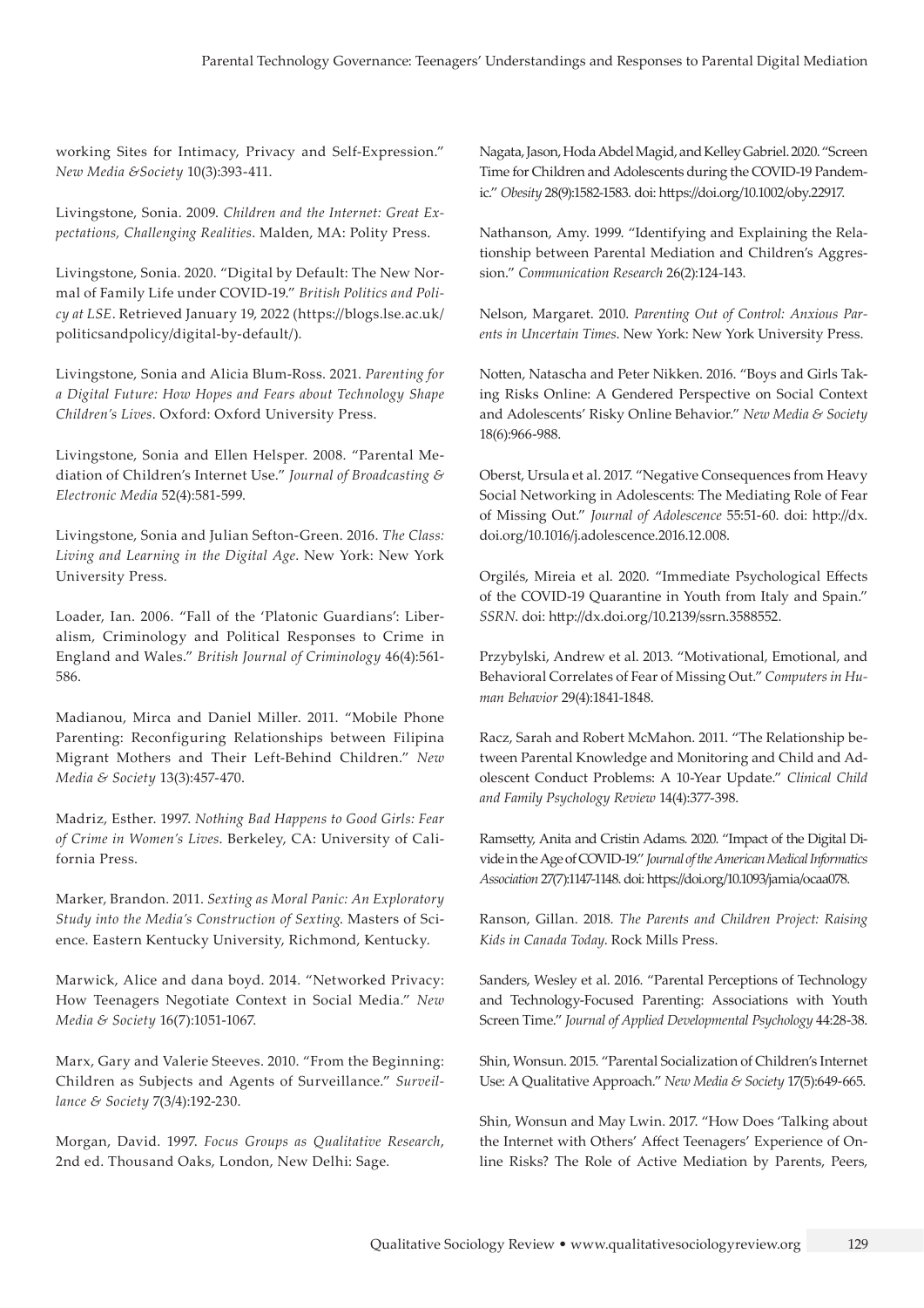working Sites for Intimacy, Privacy and Self-Expression." *New Media &Society* 10(3):393-411.

Livingstone, Sonia. 2009. *Children and the Internet: Great Expectations, Challenging Realities*. Malden, MA: Polity Press.

Livingstone, Sonia. 2020. "Digital by Default: The New Normal of Family Life under COVID-19." *British Politics and Policy at LSE*. Retrieved January 19, 2022 (https://blogs.lse.ac.uk/politicsandpolicy/digital-by-default/).

Livingstone, Sonia and Alicia Blum-Ross. 2021. *Parenting for a Digital Future: How Hopes and Fears about Technology Shape Children's Lives*. Oxford: Oxford University Press.

Livingstone, Sonia and Ellen Helsper. 2008. "Parental Mediation of Children's Internet Use." *Journal of Broadcasting & Electronic Media* 52(4):581-599.

Livingstone, Sonia and Julian Sefton-Green. 2016. *The Class: Living and Learning in the Digital Age*. New York: New York University Press.

Loader, Ian. 2006. "Fall of the 'Platonic Guardians': Liberalism, Criminology and Political Responses to Crime in England and Wales." *British Journal of Criminology* 46(4):561-586.

Madianou, Mirca and Daniel Miller. 2011. "Mobile Phone Parenting: Reconfiguring Relationships between Filipina Migrant Mothers and Their Left-Behind Children." *New Media & Society* 13(3):457-470.

Madriz, Esther. 1997. *Nothing Bad Happens to Good Girls: Fear of Crime in Women's Lives*. Berkeley, CA: University of California Press.

Marker, Brandon. 2011. *Sexting as Moral Panic: An Exploratory Study into the Media's Construction of Sexting*. Masters of Science. Eastern Kentucky University, Richmond, Kentucky.

Marwick, Alice and dana boyd. 2014. "Networked Privacy: How Teenagers Negotiate Context in Social Media." *New Media & Society* 16(7):1051-1067.

Marx, Gary and Valerie Steeves. 2010. "From the Beginning: Children as Subjects and Agents of Surveillance." *Surveillance & Society* 7(3/4):192-230.

Morgan, David. 1997. *Focus Groups as Qualitative Research*, 2nd ed. Thousand Oaks, London, New Delhi: Sage.

Nagata, Jason, Hoda Abdel Magid, and Kelley Gabriel. 2020. "Screen Time for Children and Adolescents during the COVID-19 Pandemic." *Obesity* 28(9):1582-1583. doi: https://doi.org/10.1002/oby.22917.

Nathanson, Amy. 1999. "Identifying and Explaining the Relationship between Parental Mediation and Children's Aggression." *Communication Research* 26(2):124-143.

Nelson, Margaret. 2010. *Parenting Out of Control: Anxious Parents in Uncertain Times*. New York: New York University Press.

Notten, Natascha and Peter Nikken. 2016. "Boys and Girls Taking Risks Online: A Gendered Perspective on Social Context and Adolescents' Risky Online Behavior." *New Media & Society* 18(6):966-988.

Oberst, Ursula et al. 2017. "Negative Consequences from Heavy Social Networking in Adolescents: The Mediating Role of Fear of Missing Out." *Journal of Adolescence* 55:51-60. doi: http://dx.doi.org/10.1016/j.adolescence.2016.12.008.

Orgilés, Mireia et al. 2020. "Immediate Psychological Effects of the COVID-19 Quarantine in Youth from Italy and Spain." *SSRN*. doi: http://dx.doi.org/10.2139/ssrn.3588552.

Przybylski, Andrew et al. 2013. "Motivational, Emotional, and Behavioral Correlates of Fear of Missing Out." *Computers in Human Behavior* 29(4):1841-1848.

Racz, Sarah and Robert McMahon. 2011. "The Relationship between Parental Knowledge and Monitoring and Child and Adolescent Conduct Problems: A 10-Year Update." *Clinical Child and Family Psychology Review* 14(4):377-398.

Ramsetty, Anita and Cristin Adams. 2020. "Impact of the Digital Divide in the Age of COVID-19." *Journal of the American Medical Informatics Association* 27(7):1147-1148. doi: https://doi.org/10.1093/jamia/ocaa078.

Ranson, Gillan. 2018. *The Parents and Children Project: Raising Kids in Canada Today*. Rock Mills Press.

Sanders, Wesley et al. 2016. "Parental Perceptions of Technology and Technology-Focused Parenting: Associations with Youth Screen Time." *Journal of Applied Developmental Psychology* 44:28-38.

Shin, Wonsun. 2015. "Parental Socialization of Children's Internet Use: A Qualitative Approach." *New Media & Society* 17(5):649-665.

Shin, Wonsun and May Lwin. 2017. "How Does 'Talking about the Internet with Others' Affect Teenagers' Experience of Online Risks? The Role of Active Mediation by Parents, Peers,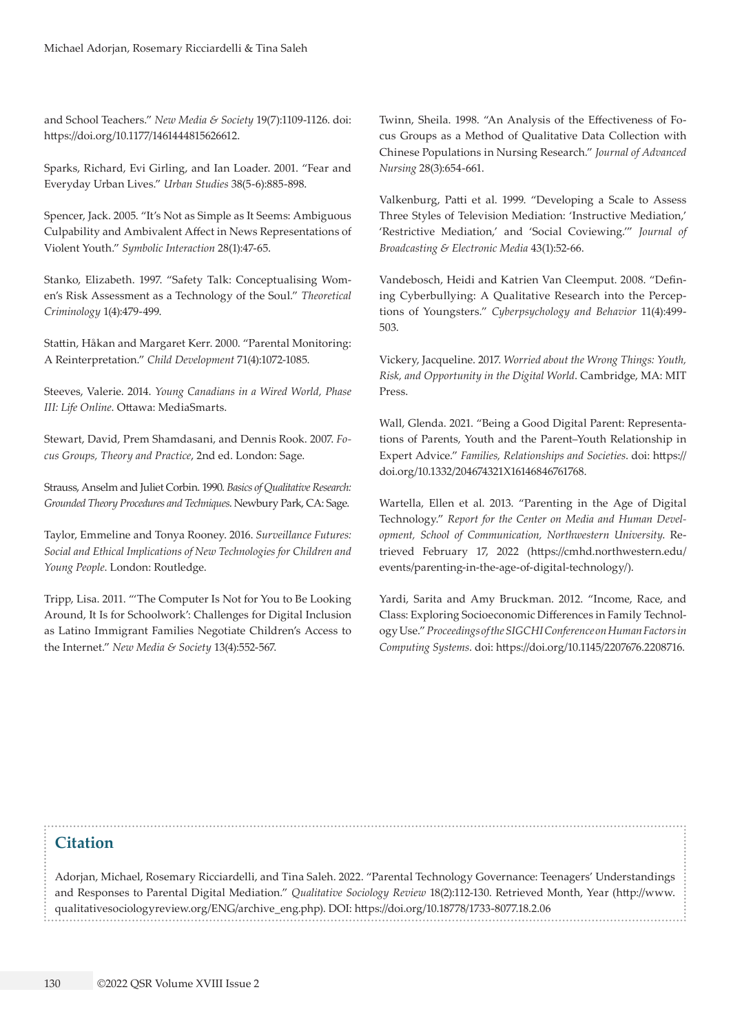and School Teachers." *New Media & Society* 19(7):1109-1126. doi: https://doi.org/10.1177/1461444815626612.

Sparks, Richard, Evi Girling, and Ian Loader. 2001. "Fear and Everyday Urban Lives." *Urban Studies* 38(5-6):885-898.

Spencer, Jack. 2005. "It's Not as Simple as It Seems: Ambiguous Culpability and Ambivalent Affect in News Representations of Violent Youth." *Symbolic Interaction* 28(1):47-65.

Stanko, Elizabeth. 1997. "Safety Talk: Conceptualising Women's Risk Assessment as a Technology of the Soul." *Theoretical Criminology* 1(4):479-499.

Stattin, Håkan and Margaret Kerr. 2000. "Parental Monitoring: A Reinterpretation." *Child Development* 71(4):1072-1085.

Steeves, Valerie. 2014. *Young Canadians in a Wired World, Phase III: Life Online*. Ottawa: MediaSmarts.

Stewart, David, Prem Shamdasani, and Dennis Rook. 2007. *Focus Groups, Theory and Practice*, 2nd ed. London: Sage.

Strauss, Anselm and Juliet Corbin. 1990. *Basics of Qualitative Research: Grounded Theory Procedures and Techniques*. Newbury Park, CA: Sage.

Taylor, Emmeline and Tonya Rooney. 2016. *Surveillance Futures: Social and Ethical Implications of New Technologies for Children and Young People*. London: Routledge.

Tripp, Lisa. 2011. "'The Computer Is Not for You to Be Looking Around, It Is for Schoolwork': Challenges for Digital Inclusion as Latino Immigrant Families Negotiate Children's Access to the Internet." *New Media & Society* 13(4):552-567.

Twinn, Sheila. 1998. "An Analysis of the Effectiveness of Focus Groups as a Method of Qualitative Data Collection with Chinese Populations in Nursing Research." *Journal of Advanced Nursing* 28(3):654-661.

Valkenburg, Patti et al. 1999. "Developing a Scale to Assess Three Styles of Television Mediation: 'Instructive Mediation,' 'Restrictive Mediation,' and 'Social Coviewing.'" *Journal of Broadcasting & Electronic Media* 43(1):52-66.

Vandebosch, Heidi and Katrien Van Cleemput. 2008. "Defining Cyberbullying: A Qualitative Research into the Perceptions of Youngsters." *Cyberpsychology and Behavior* 11(4):499-503.

Vickery, Jacqueline. 2017. *Worried about the Wrong Things: Youth, Risk, and Opportunity in the Digital World*. Cambridge, MA: MIT Press.

Wall, Glenda. 2021. "Being a Good Digital Parent: Representations of Parents, Youth and the Parent–Youth Relationship in Expert Advice." *Families, Relationships and Societies*. doi: https://doi.org/10.1332/204674321X16146846761768.

Wartella, Ellen et al. 2013. "Parenting in the Age of Digital Technology." *Report for the Center on Media and Human Development, School of Communication, Northwestern University*. Retrieved February 17, 2022 (https://cmhd.northwestern.edu/events/parenting-in-the-age-of-digital-technology/).

Yardi, Sarita and Amy Bruckman. 2012. "Income, Race, and Class: Exploring Socioeconomic Differences in Family Technology Use." *Proceedings of the SIGCHI Conference on Human Factors in Computing Systems*. doi: https://doi.org/10.1145/2207676.2208716.

## Citation

Adorjan, Michael, Rosemary Ricciardelli, and Tina Saleh. 2022. "Parental Technology Governance: Teenagers' Understandings and Responses to Parental Digital Mediation." *Qualitative Sociology Review* 18(2):112-130. Retrieved Month, Year (http://www.qualitativesociologyreview.org/ENG/archive_eng.php). DOI: https://doi.org/10.18778/1733-8077.18.2.06